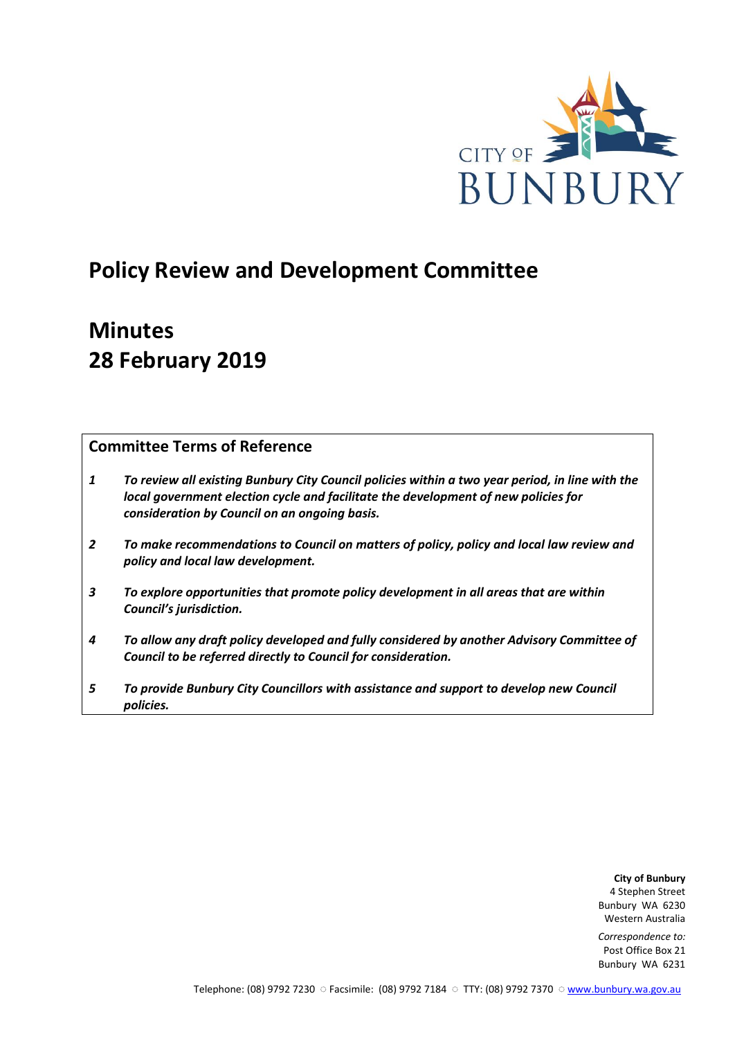CITY OF BUNBURY

# Policy Review and Development Committee

# Minutes
# 28 February 2019

## Committee Terms of Reference

1. ***To review all existing Bunbury City Council policies within a two year period, in line with the local government election cycle and facilitate the development of new policies for consideration by Council on an ongoing basis.***

2. ***To make recommendations to Council on matters of policy, policy and local law review and policy and local law development.***

3. ***To explore opportunities that promote policy development in all areas that are within Council's jurisdiction.***

4. ***To allow any draft policy developed and fully considered by another Advisory Committee of Council to be referred directly to Council for consideration.***

5. ***To provide Bunbury City Councillors with assistance and support to develop new Council policies.***

**City of Bunbury**
4 Stephen Street
Bunbury WA 6230
Western Australia

*Correspondence to:*
Post Office Box 21
Bunbury WA 6231

Telephone: (08) 9792 7230 ○ Facsimile: (08) 9792 7184 ○ TTY: (08) 9792 7370 ○ www.bunbury.wa.gov.au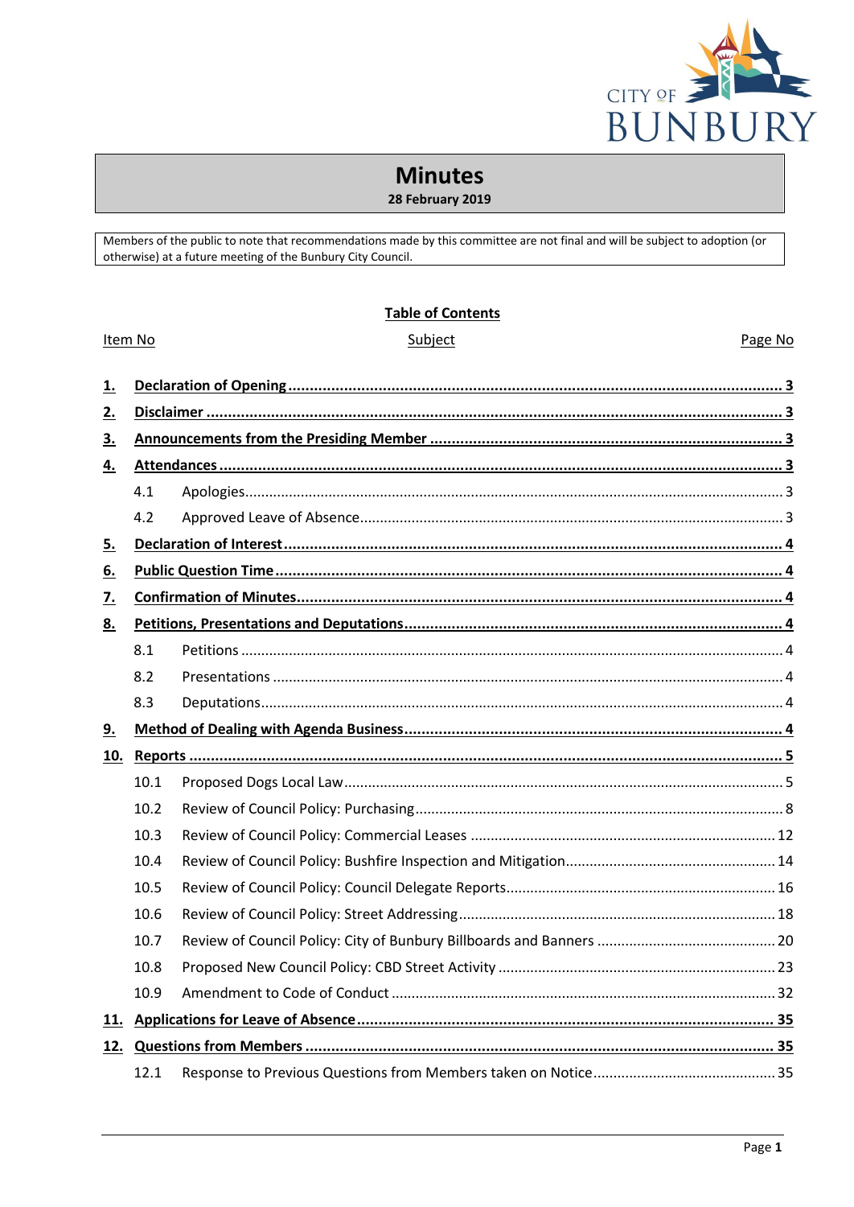# Minutes

**28 February 2019**

Members of the public to note that recommendations made by this committee are not final and will be subject to adoption (or otherwise) at a future meeting of the Bunbury City Council.

## Table of Contents

| Item No | Subject | Page No |
|---|---|---|
| **1.** | **Declaration of Opening** | **3** |
| **2.** | **Disclaimer** | **3** |
| **3.** | **Announcements from the Presiding Member** | **3** |
| **4.** | **Attendances** | **3** |
| 4.1 | Apologies | 3 |
| 4.2 | Approved Leave of Absence | 3 |
| **5.** | **Declaration of Interest** | **4** |
| **6.** | **Public Question Time** | **4** |
| **7.** | **Confirmation of Minutes** | **4** |
| **8.** | **Petitions, Presentations and Deputations** | **4** |
| 8.1 | Petitions | 4 |
| 8.2 | Presentations | 4 |
| 8.3 | Deputations | 4 |
| **9.** | **Method of Dealing with Agenda Business** | **4** |
| **10.** | **Reports** | **5** |
| 10.1 | Proposed Dogs Local Law | 5 |
| 10.2 | Review of Council Policy: Purchasing | 8 |
| 10.3 | Review of Council Policy: Commercial Leases | 12 |
| 10.4 | Review of Council Policy: Bushfire Inspection and Mitigation | 14 |
| 10.5 | Review of Council Policy: Council Delegate Reports | 16 |
| 10.6 | Review of Council Policy: Street Addressing | 18 |
| 10.7 | Review of Council Policy: City of Bunbury Billboards and Banners | 20 |
| 10.8 | Proposed New Council Policy: CBD Street Activity | 23 |
| 10.9 | Amendment to Code of Conduct | 32 |
| **11.** | **Applications for Leave of Absence** | **35** |
| **12.** | **Questions from Members** | **35** |
| 12.1 | Response to Previous Questions from Members taken on Notice | 35 |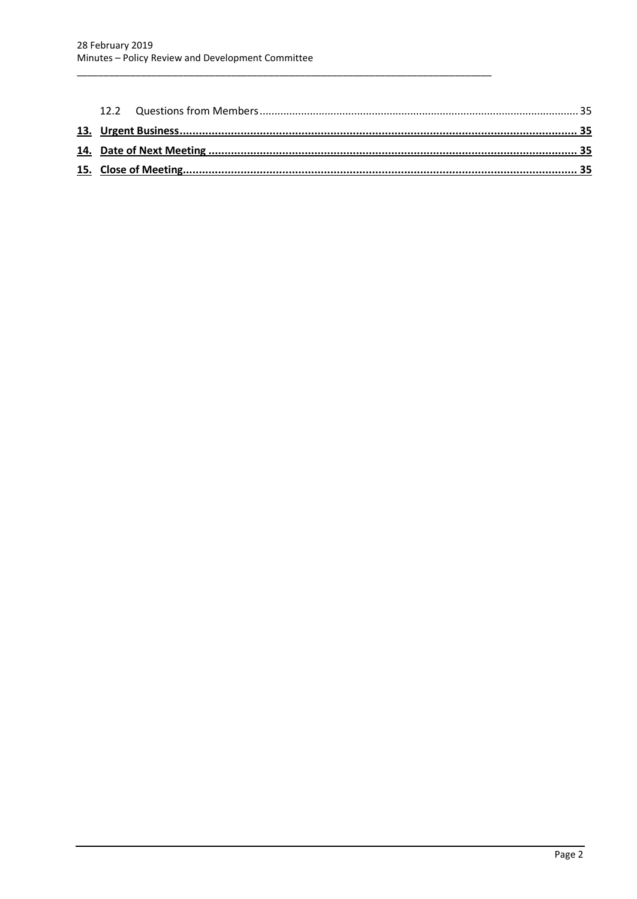12.2 Questions from Members ........................................................................................................ 35

**13. Urgent Business ........................................................................................................................ 35**

**14. Date of Next Meeting ................................................................................................................ 35**

**15. Close of Meeting ........................................................................................................................ 35**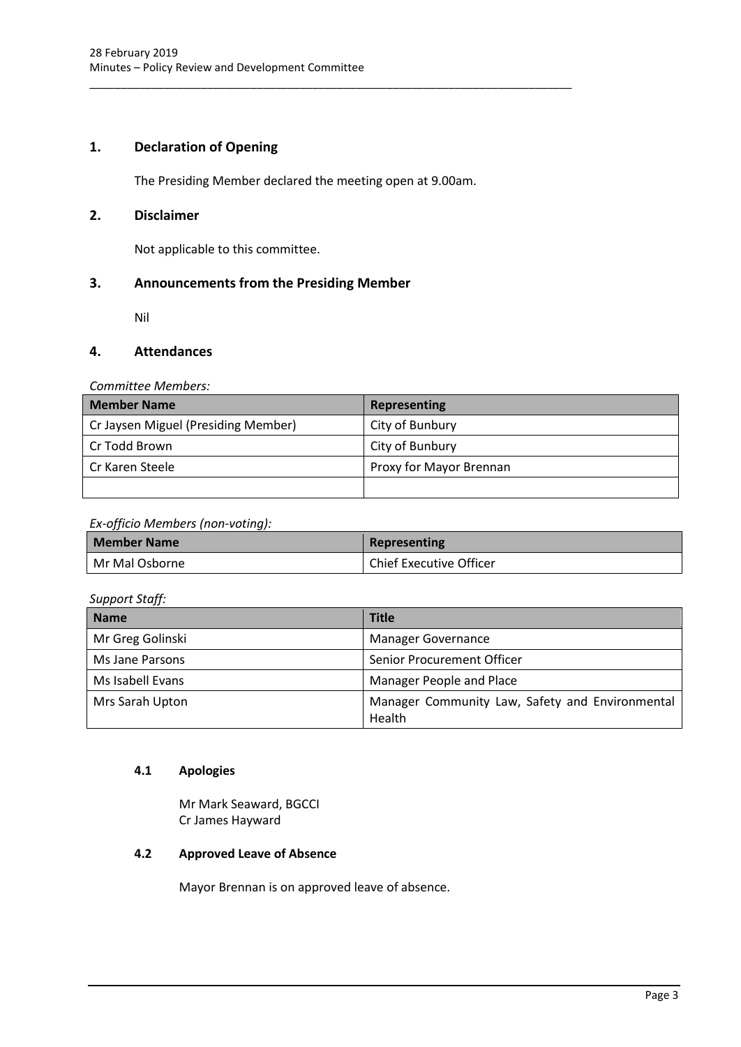## 1. Declaration of Opening

The Presiding Member declared the meeting open at 9.00am.

## 2. Disclaimer

Not applicable to this committee.

## 3. Announcements from the Presiding Member

Nil

## 4. Attendances

*Committee Members:*

| Member Name | Representing |
|---|---|
| Cr Jaysen Miguel (Presiding Member) | City of Bunbury |
| Cr Todd Brown | City of Bunbury |
| Cr Karen Steele | Proxy for Mayor Brennan |
| | |

*Ex-officio Members (non-voting):*

| Member Name | Representing |
|---|---|
| Mr Mal Osborne | Chief Executive Officer |

*Support Staff:*

| Name | Title |
|---|---|
| Mr Greg Golinski | Manager Governance |
| Ms Jane Parsons | Senior Procurement Officer |
| Ms Isabell Evans | Manager People and Place |
| Mrs Sarah Upton | Manager Community Law, Safety and Environmental Health |

### 4.1 Apologies

Mr Mark Seaward, BGCCI
Cr James Hayward

### 4.2 Approved Leave of Absence

Mayor Brennan is on approved leave of absence.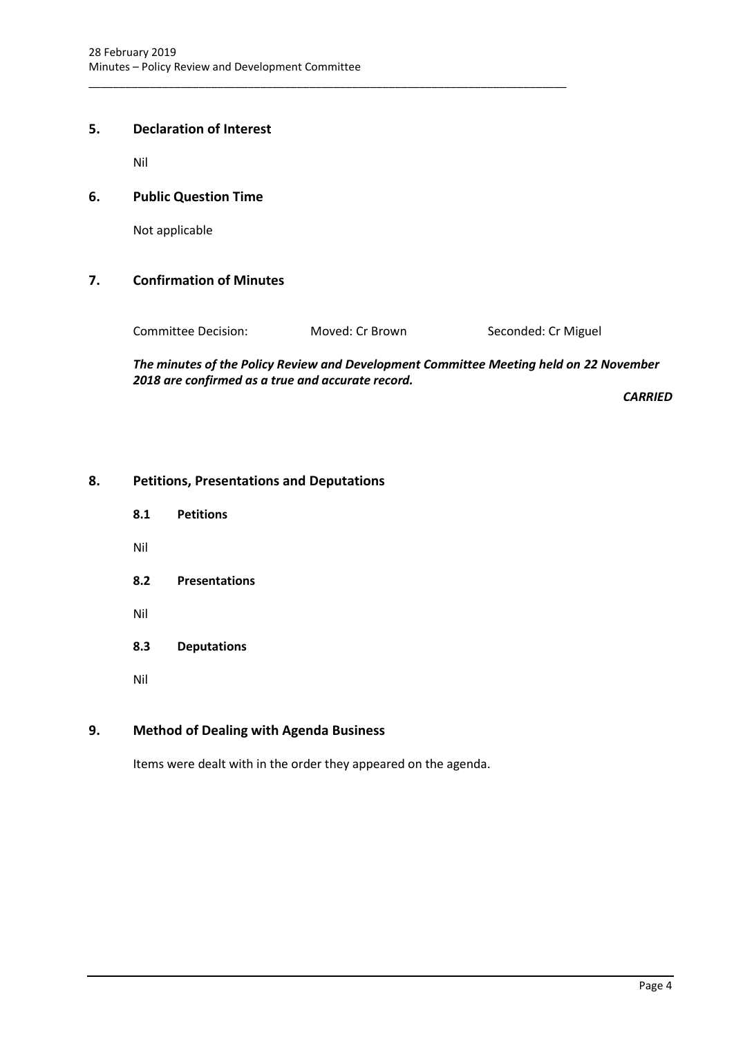## 5. Declaration of Interest

Nil

## 6. Public Question Time

Not applicable

## 7. Confirmation of Minutes

Committee Decision: Moved: Cr Brown Seconded: Cr Miguel

***The minutes of the Policy Review and Development Committee Meeting held on 22 November 2018 are confirmed as a true and accurate record.***

***CARRIED***

## 8. Petitions, Presentations and Deputations

### 8.1 Petitions

Nil

### 8.2 Presentations

Nil

### 8.3 Deputations

Nil

## 9. Method of Dealing with Agenda Business

Items were dealt with in the order they appeared on the agenda.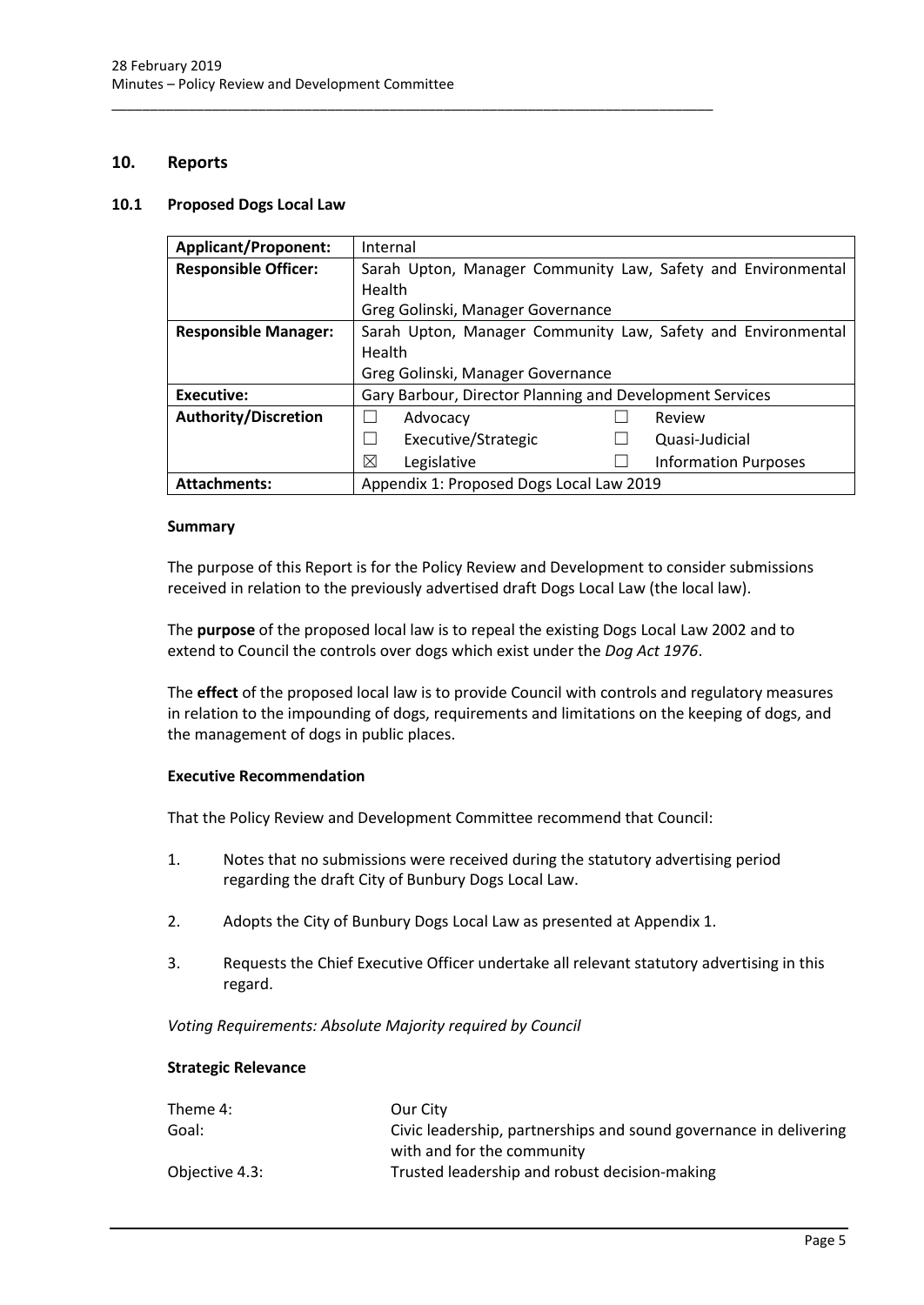## 10. Reports

### 10.1 Proposed Dogs Local Law

| **Applicant/Proponent:** | Internal | | | |
|---|---|---|---|---|
| **Responsible Officer:** | Sarah Upton, Manager Community Law, Safety and Environmental Health<br>Greg Golinski, Manager Governance | | | |
| **Responsible Manager:** | Sarah Upton, Manager Community Law, Safety and Environmental Health<br>Greg Golinski, Manager Governance | | | |
| **Executive:** | Gary Barbour, Director Planning and Development Services | | | |
| **Authority/Discretion** | ☐ | Advocacy | ☐ | Review |
| | ☐ | Executive/Strategic | ☐ | Quasi-Judicial |
| | ☒ | Legislative | ☐ | Information Purposes |
| **Attachments:** | Appendix 1: Proposed Dogs Local Law 2019 | | | |

#### Summary

The purpose of this Report is for the Policy Review and Development to consider submissions received in relation to the previously advertised draft Dogs Local Law (the local law).

The **purpose** of the proposed local law is to repeal the existing Dogs Local Law 2002 and to extend to Council the controls over dogs which exist under the *Dog Act 1976*.

The **effect** of the proposed local law is to provide Council with controls and regulatory measures in relation to the impounding of dogs, requirements and limitations on the keeping of dogs, and the management of dogs in public places.

#### Executive Recommendation

That the Policy Review and Development Committee recommend that Council:

1. Notes that no submissions were received during the statutory advertising period regarding the draft City of Bunbury Dogs Local Law.
2. Adopts the City of Bunbury Dogs Local Law as presented at Appendix 1.
3. Requests the Chief Executive Officer undertake all relevant statutory advertising in this regard.

*Voting Requirements: Absolute Majority required by Council*

#### Strategic Relevance

| | |
|---|---|
| Theme 4: | Our City |
| Goal: | Civic leadership, partnerships and sound governance in delivering with and for the community |
| Objective 4.3: | Trusted leadership and robust decision-making |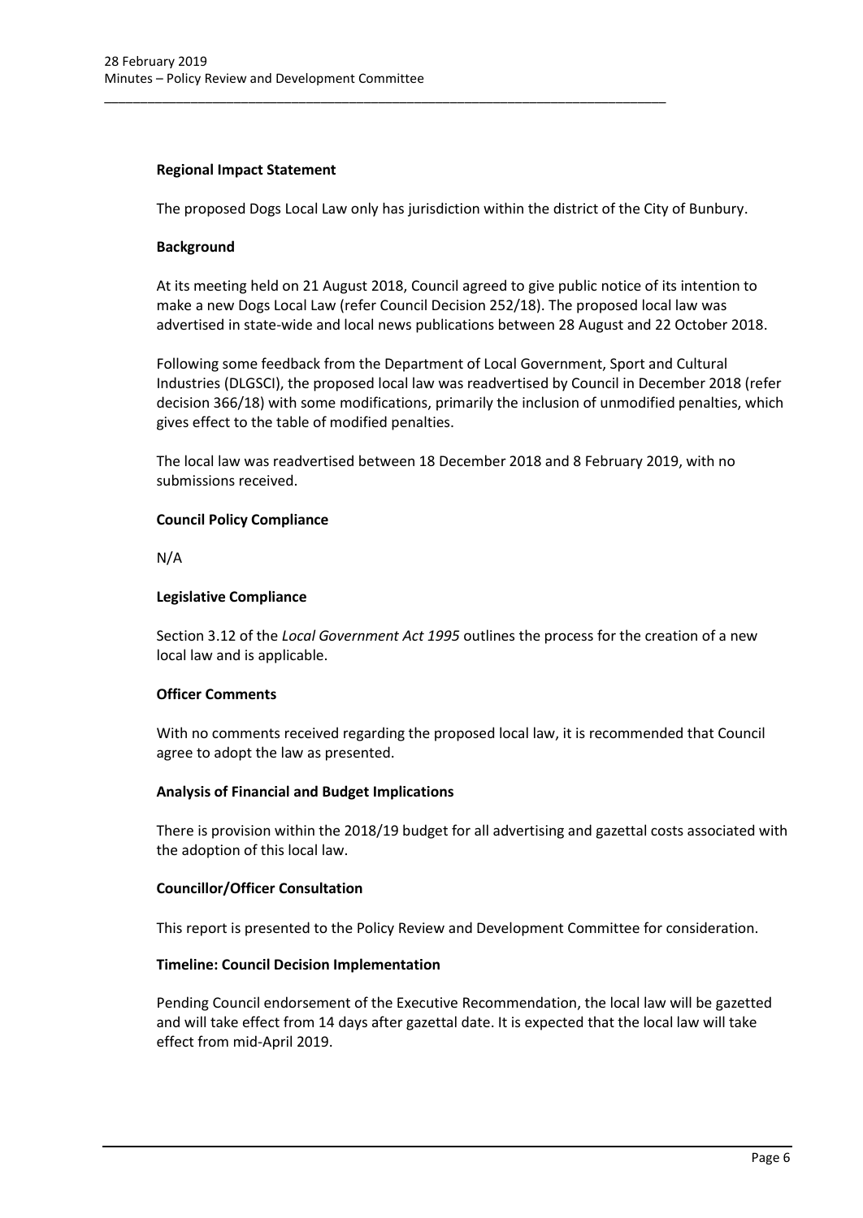**Regional Impact Statement**

The proposed Dogs Local Law only has jurisdiction within the district of the City of Bunbury.

**Background**

At its meeting held on 21 August 2018, Council agreed to give public notice of its intention to make a new Dogs Local Law (refer Council Decision 252/18). The proposed local law was advertised in state-wide and local news publications between 28 August and 22 October 2018.

Following some feedback from the Department of Local Government, Sport and Cultural Industries (DLGSCI), the proposed local law was readvertised by Council in December 2018 (refer decision 366/18) with some modifications, primarily the inclusion of unmodified penalties, which gives effect to the table of modified penalties.

The local law was readvertised between 18 December 2018 and 8 February 2019, with no submissions received.

**Council Policy Compliance**

N/A

**Legislative Compliance**

Section 3.12 of the *Local Government Act 1995* outlines the process for the creation of a new local law and is applicable.

**Officer Comments**

With no comments received regarding the proposed local law, it is recommended that Council agree to adopt the law as presented.

**Analysis of Financial and Budget Implications**

There is provision within the 2018/19 budget for all advertising and gazettal costs associated with the adoption of this local law.

**Councillor/Officer Consultation**

This report is presented to the Policy Review and Development Committee for consideration.

**Timeline: Council Decision Implementation**

Pending Council endorsement of the Executive Recommendation, the local law will be gazetted and will take effect from 14 days after gazettal date. It is expected that the local law will take effect from mid-April 2019.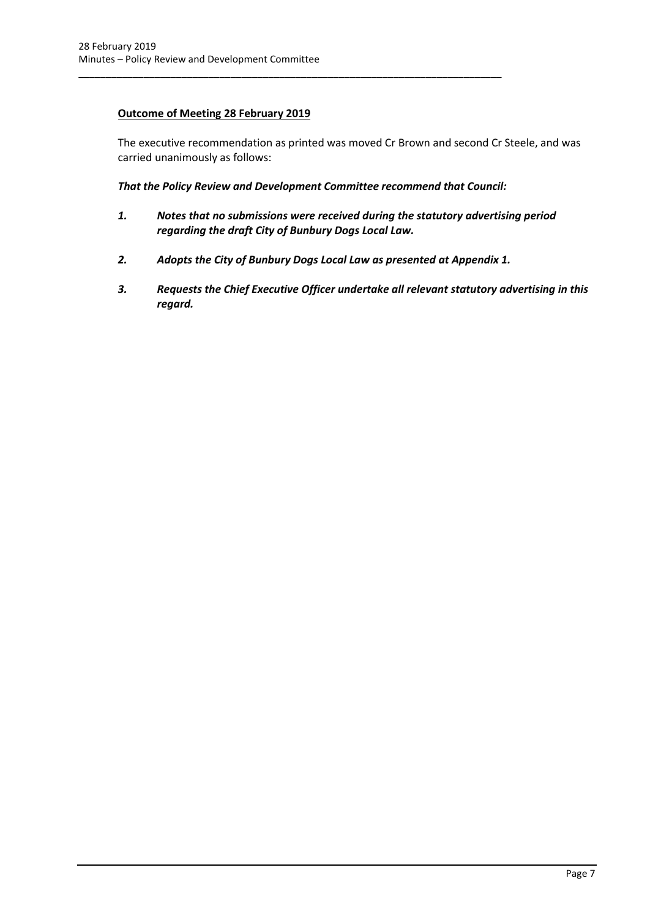**Outcome of Meeting 28 February 2019**

The executive recommendation as printed was moved Cr Brown and second Cr Steele, and was carried unanimously as follows:

***That the Policy Review and Development Committee recommend that Council:***

1. ***Notes that no submissions were received during the statutory advertising period regarding the draft City of Bunbury Dogs Local Law.***
2. ***Adopts the City of Bunbury Dogs Local Law as presented at Appendix 1.***
3. ***Requests the Chief Executive Officer undertake all relevant statutory advertising in this regard.***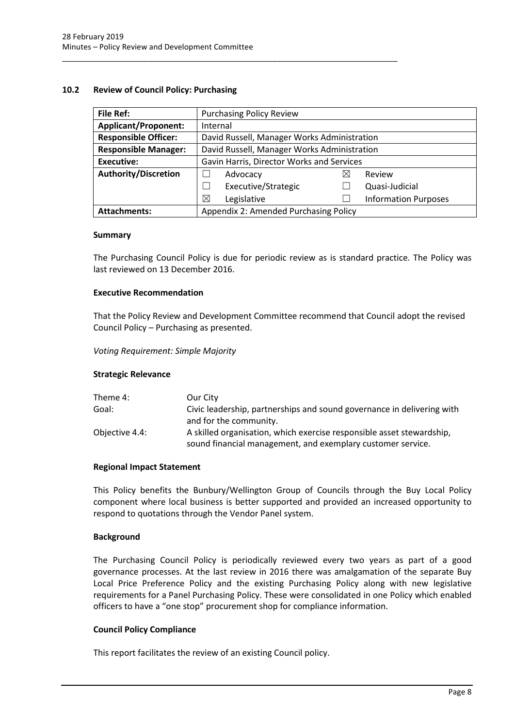## 10.2 Review of Council Policy: Purchasing

| **File Ref:** | Purchasing Policy Review | | | |
|---|---|---|---|---|
| **Applicant/Proponent:** | Internal | | | |
| **Responsible Officer:** | David Russell, Manager Works Administration | | | |
| **Responsible Manager:** | David Russell, Manager Works Administration | | | |
| **Executive:** | Gavin Harris, Director Works and Services | | | |
| **Authority/Discretion** | ☐ | Advocacy | ☒ | Review |
| | ☐ | Executive/Strategic | ☐ | Quasi-Judicial |
| | ☒ | Legislative | ☐ | Information Purposes |
| **Attachments:** | Appendix 2: Amended Purchasing Policy | | | |

### Summary

The Purchasing Council Policy is due for periodic review as is standard practice. The Policy was last reviewed on 13 December 2016.

### Executive Recommendation

That the Policy Review and Development Committee recommend that Council adopt the revised Council Policy – Purchasing as presented.

*Voting Requirement: Simple Majority*

### Strategic Relevance

| | |
|---|---|
| Theme 4: | Our City |
| Goal: | Civic leadership, partnerships and sound governance in delivering with and for the community. |
| Objective 4.4: | A skilled organisation, which exercise responsible asset stewardship, sound financial management, and exemplary customer service. |

### Regional Impact Statement

This Policy benefits the Bunbury/Wellington Group of Councils through the Buy Local Policy component where local business is better supported and provided an increased opportunity to respond to quotations through the Vendor Panel system.

### Background

The Purchasing Council Policy is periodically reviewed every two years as part of a good governance processes. At the last review in 2016 there was amalgamation of the separate Buy Local Price Preference Policy and the existing Purchasing Policy along with new legislative requirements for a Panel Purchasing Policy. These were consolidated in one Policy which enabled officers to have a "one stop" procurement shop for compliance information.

### Council Policy Compliance

This report facilitates the review of an existing Council policy.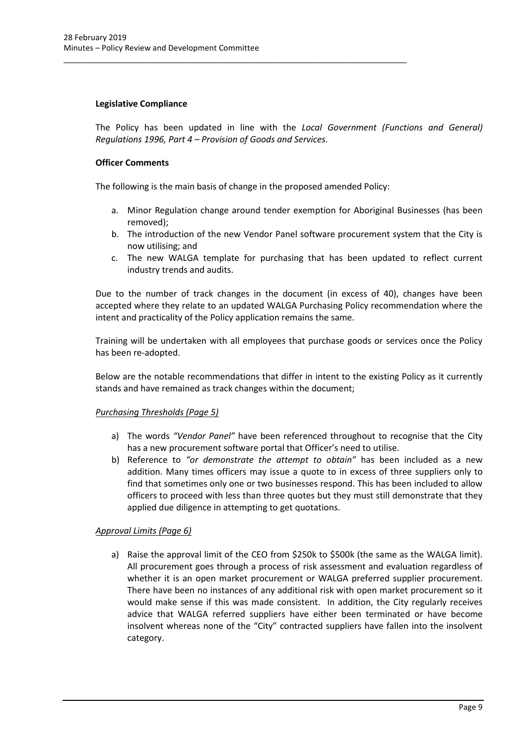**Legislative Compliance**

The Policy has been updated in line with the *Local Government (Functions and General) Regulations 1996, Part 4 – Provision of Goods and Services.*

**Officer Comments**

The following is the main basis of change in the proposed amended Policy:

a. Minor Regulation change around tender exemption for Aboriginal Businesses (has been removed);
b. The introduction of the new Vendor Panel software procurement system that the City is now utilising; and
c. The new WALGA template for purchasing that has been updated to reflect current industry trends and audits.

Due to the number of track changes in the document (in excess of 40), changes have been accepted where they relate to an updated WALGA Purchasing Policy recommendation where the intent and practicality of the Policy application remains the same.

Training will be undertaken with all employees that purchase goods or services once the Policy has been re-adopted.

Below are the notable recommendations that differ in intent to the existing Policy as it currently stands and have remained as track changes within the document;

*Purchasing Thresholds (Page 5)*

a) The words *"Vendor Panel"* have been referenced throughout to recognise that the City has a new procurement software portal that Officer's need to utilise.
b) Reference to *"or demonstrate the attempt to obtain"* has been included as a new addition. Many times officers may issue a quote to in excess of three suppliers only to find that sometimes only one or two businesses respond. This has been included to allow officers to proceed with less than three quotes but they must still demonstrate that they applied due diligence in attempting to get quotations.

*Approval Limits (Page 6)*

a) Raise the approval limit of the CEO from \$250k to \$500k (the same as the WALGA limit). All procurement goes through a process of risk assessment and evaluation regardless of whether it is an open market procurement or WALGA preferred supplier procurement. There have been no instances of any additional risk with open market procurement so it would make sense if this was made consistent. In addition, the City regularly receives advice that WALGA referred suppliers have either been terminated or have become insolvent whereas none of the "City" contracted suppliers have fallen into the insolvent category.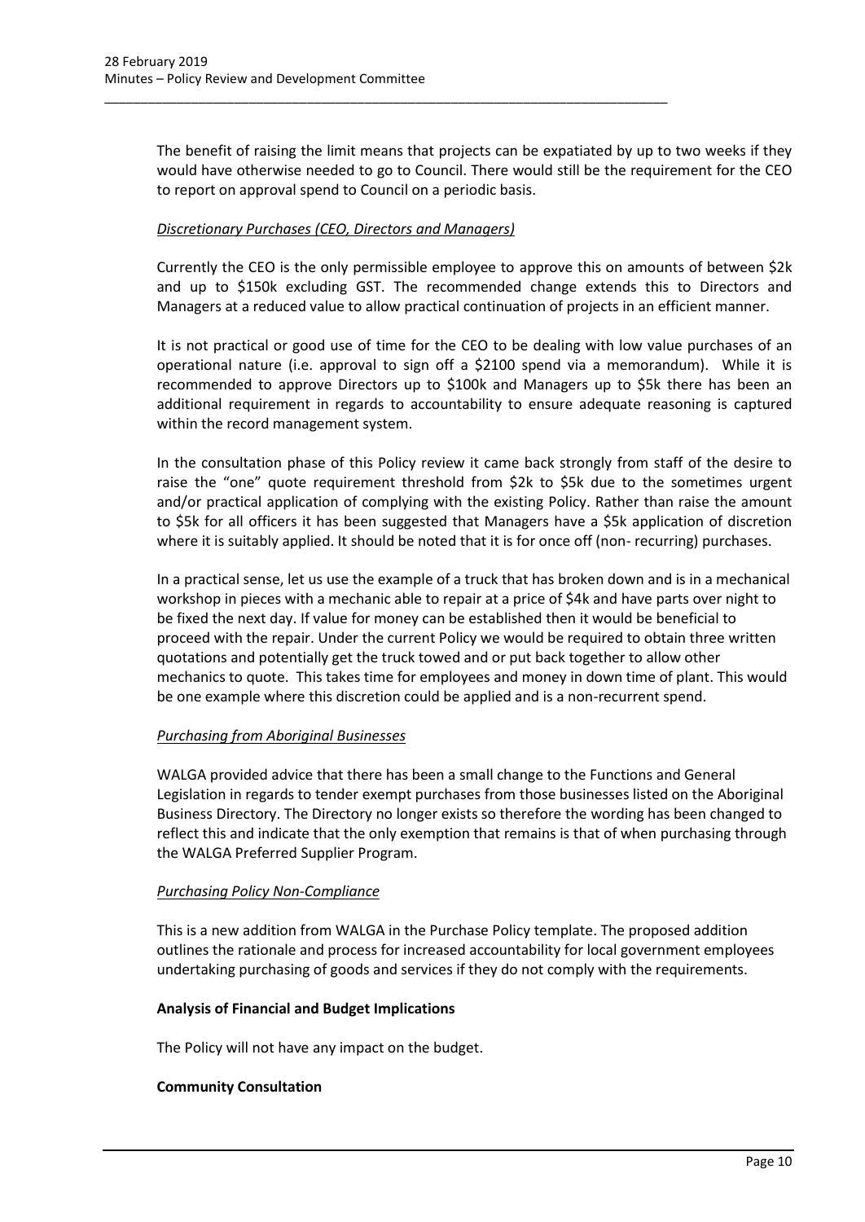The benefit of raising the limit means that projects can be expatiated by up to two weeks if they would have otherwise needed to go to Council. There would still be the requirement for the CEO to report on approval spend to Council on a periodic basis.

*Discretionary Purchases (CEO, Directors and Managers)*

Currently the CEO is the only permissible employee to approve this on amounts of between $2k and up to $150k excluding GST. The recommended change extends this to Directors and Managers at a reduced value to allow practical continuation of projects in an efficient manner.

It is not practical or good use of time for the CEO to be dealing with low value purchases of an operational nature (i.e. approval to sign off a $2100 spend via a memorandum). While it is recommended to approve Directors up to $100k and Managers up to $5k there has been an additional requirement in regards to accountability to ensure adequate reasoning is captured within the record management system.

In the consultation phase of this Policy review it came back strongly from staff of the desire to raise the "one" quote requirement threshold from $2k to $5k due to the sometimes urgent and/or practical application of complying with the existing Policy. Rather than raise the amount to $5k for all officers it has been suggested that Managers have a $5k application of discretion where it is suitably applied. It should be noted that it is for once off (non- recurring) purchases.

In a practical sense, let us use the example of a truck that has broken down and is in a mechanical workshop in pieces with a mechanic able to repair at a price of $4k and have parts over night to be fixed the next day. If value for money can be established then it would be beneficial to proceed with the repair. Under the current Policy we would be required to obtain three written quotations and potentially get the truck towed and or put back together to allow other mechanics to quote. This takes time for employees and money in down time of plant. This would be one example where this discretion could be applied and is a non-recurrent spend.

*Purchasing from Aboriginal Businesses*

WALGA provided advice that there has been a small change to the Functions and General Legislation in regards to tender exempt purchases from those businesses listed on the Aboriginal Business Directory. The Directory no longer exists so therefore the wording has been changed to reflect this and indicate that the only exemption that remains is that of when purchasing through the WALGA Preferred Supplier Program.

*Purchasing Policy Non-Compliance*

This is a new addition from WALGA in the Purchase Policy template. The proposed addition outlines the rationale and process for increased accountability for local government employees undertaking purchasing of goods and services if they do not comply with the requirements.

**Analysis of Financial and Budget Implications**

The Policy will not have any impact on the budget.

**Community Consultation**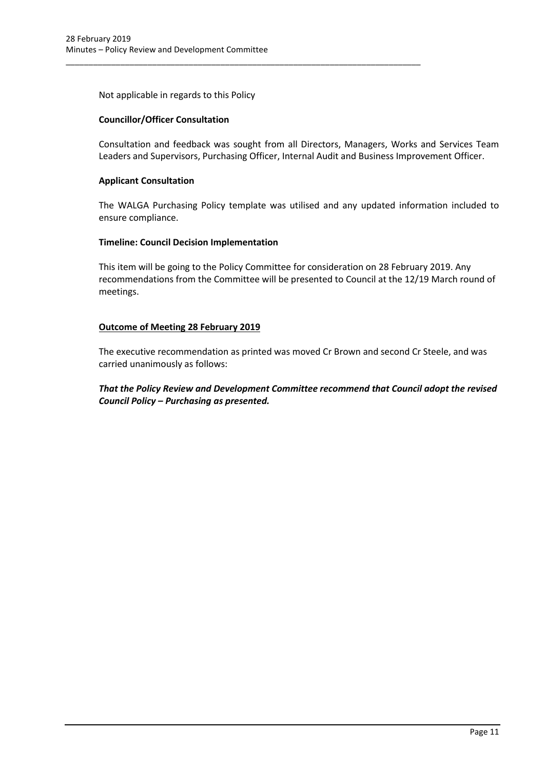Not applicable in regards to this Policy

**Councillor/Officer Consultation**

Consultation and feedback was sought from all Directors, Managers, Works and Services Team Leaders and Supervisors, Purchasing Officer, Internal Audit and Business Improvement Officer.

**Applicant Consultation**

The WALGA Purchasing Policy template was utilised and any updated information included to ensure compliance.

**Timeline: Council Decision Implementation**

This item will be going to the Policy Committee for consideration on 28 February 2019. Any recommendations from the Committee will be presented to Council at the 12/19 March round of meetings.

**Outcome of Meeting 28 February 2019**

The executive recommendation as printed was moved Cr Brown and second Cr Steele, and was carried unanimously as follows:

***That the Policy Review and Development Committee recommend that Council adopt the revised Council Policy – Purchasing as presented.***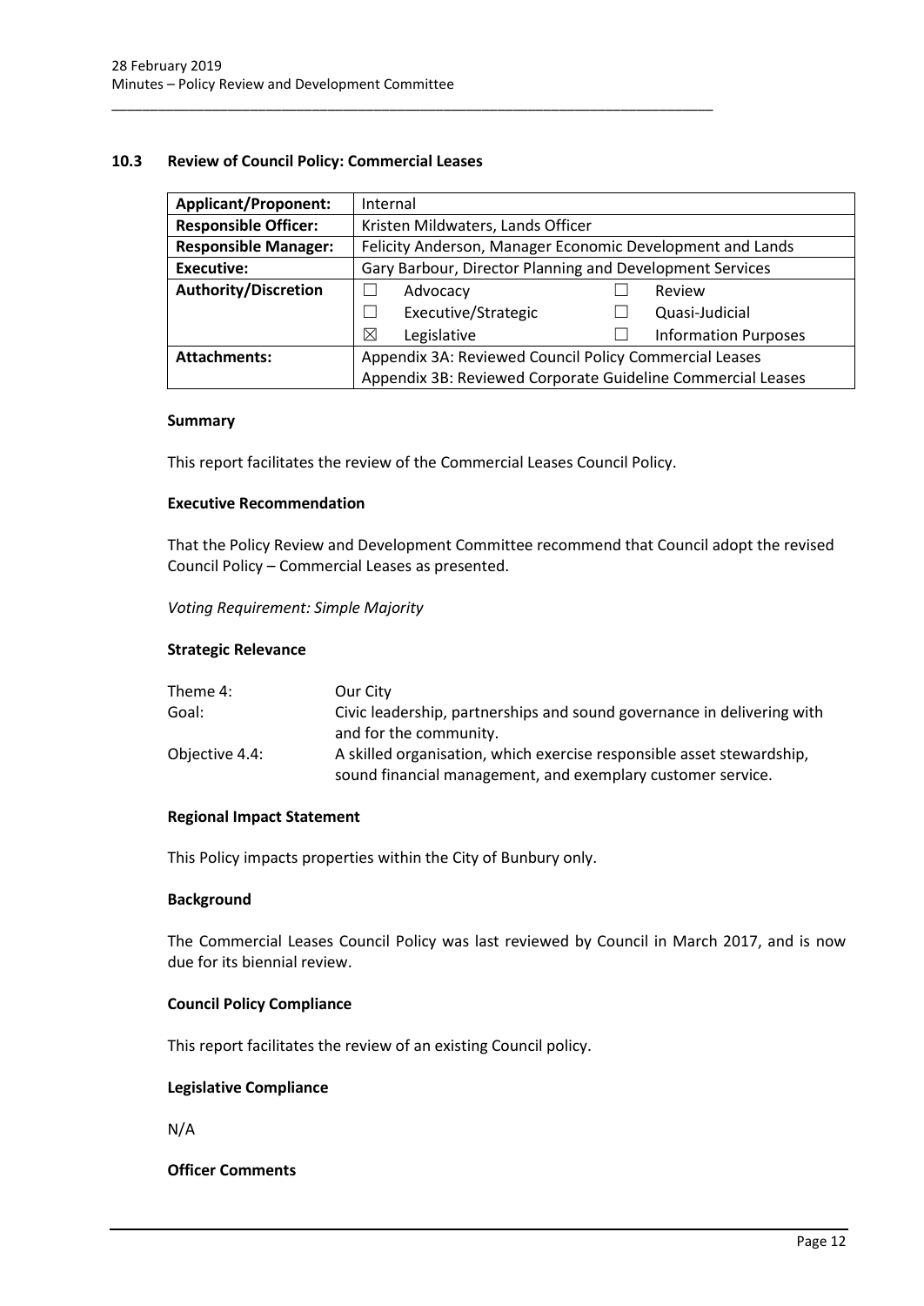## 10.3 Review of Council Policy: Commercial Leases

| **Applicant/Proponent:** | Internal | | | |
|---|---|---|---|---|
| **Responsible Officer:** | Kristen Mildwaters, Lands Officer | | | |
| **Responsible Manager:** | Felicity Anderson, Manager Economic Development and Lands | | | |
| **Executive:** | Gary Barbour, Director Planning and Development Services | | | |
| **Authority/Discretion** | ☐ | Advocacy | ☐ | Review |
| | ☐ | Executive/Strategic | ☐ | Quasi-Judicial |
| | ☒ | Legislative | ☐ | Information Purposes |
| **Attachments:** | Appendix 3A: Reviewed Council Policy Commercial Leases<br>Appendix 3B: Reviewed Corporate Guideline Commercial Leases | | | |

### Summary

This report facilitates the review of the Commercial Leases Council Policy.

### Executive Recommendation

That the Policy Review and Development Committee recommend that Council adopt the revised Council Policy – Commercial Leases as presented.

*Voting Requirement: Simple Majority*

### Strategic Relevance

| | |
|---|---|
| Theme 4: | Our City |
| Goal: | Civic leadership, partnerships and sound governance in delivering with and for the community. |
| Objective 4.4: | A skilled organisation, which exercise responsible asset stewardship, sound financial management, and exemplary customer service. |

### Regional Impact Statement

This Policy impacts properties within the City of Bunbury only.

### Background

The Commercial Leases Council Policy was last reviewed by Council in March 2017, and is now due for its biennial review.

### Council Policy Compliance

This report facilitates the review of an existing Council policy.

### Legislative Compliance

N/A

### Officer Comments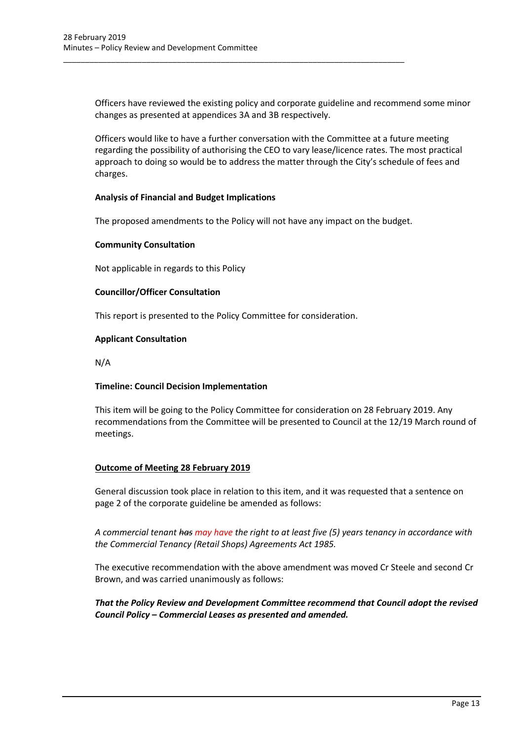Officers have reviewed the existing policy and corporate guideline and recommend some minor changes as presented at appendices 3A and 3B respectively.

Officers would like to have a further conversation with the Committee at a future meeting regarding the possibility of authorising the CEO to vary lease/licence rates. The most practical approach to doing so would be to address the matter through the City's schedule of fees and charges.

**Analysis of Financial and Budget Implications**

The proposed amendments to the Policy will not have any impact on the budget.

**Community Consultation**

Not applicable in regards to this Policy

**Councillor/Officer Consultation**

This report is presented to the Policy Committee for consideration.

**Applicant Consultation**

N/A

**Timeline: Council Decision Implementation**

This item will be going to the Policy Committee for consideration on 28 February 2019. Any recommendations from the Committee will be presented to Council at the 12/19 March round of meetings.

**Outcome of Meeting 28 February 2019**

General discussion took place in relation to this item, and it was requested that a sentence on page 2 of the corporate guideline be amended as follows:

*A commercial tenant ~~has~~ may have the right to at least five (5) years tenancy in accordance with the Commercial Tenancy (Retail Shops) Agreements Act 1985.*

The executive recommendation with the above amendment was moved Cr Steele and second Cr Brown, and was carried unanimously as follows:

***That the Policy Review and Development Committee recommend that Council adopt the revised Council Policy – Commercial Leases as presented and amended.***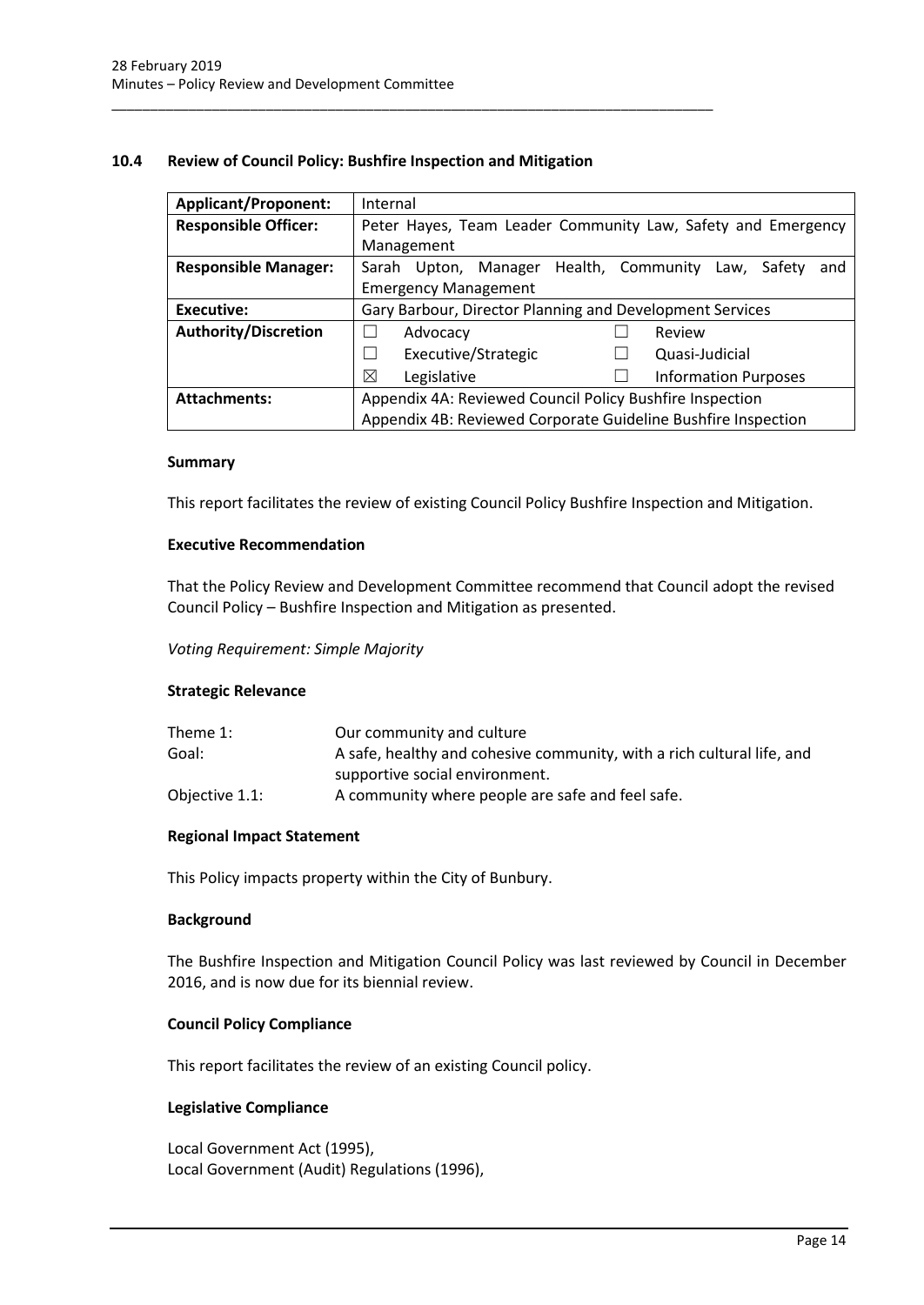## 10.4 Review of Council Policy: Bushfire Inspection and Mitigation

| | |
|---|---|
| **Applicant/Proponent:** | Internal |
| **Responsible Officer:** | Peter Hayes, Team Leader Community Law, Safety and Emergency Management |
| **Responsible Manager:** | Sarah Upton, Manager Health, Community Law, Safety and Emergency Management |
| **Executive:** | Gary Barbour, Director Planning and Development Services |
| **Authority/Discretion** | ☐ Advocacy ☐ Review<br>☐ Executive/Strategic ☐ Quasi-Judicial<br>☒ Legislative ☐ Information Purposes |
| **Attachments:** | Appendix 4A: Reviewed Council Policy Bushfire Inspection<br>Appendix 4B: Reviewed Corporate Guideline Bushfire Inspection |

### Summary

This report facilitates the review of existing Council Policy Bushfire Inspection and Mitigation.

### Executive Recommendation

That the Policy Review and Development Committee recommend that Council adopt the revised Council Policy – Bushfire Inspection and Mitigation as presented.

*Voting Requirement: Simple Majority*

### Strategic Relevance

| | |
|---|---|
| Theme 1: | Our community and culture |
| Goal: | A safe, healthy and cohesive community, with a rich cultural life, and supportive social environment. |
| Objective 1.1: | A community where people are safe and feel safe. |

### Regional Impact Statement

This Policy impacts property within the City of Bunbury.

### Background

The Bushfire Inspection and Mitigation Council Policy was last reviewed by Council in December 2016, and is now due for its biennial review.

### Council Policy Compliance

This report facilitates the review of an existing Council policy.

### Legislative Compliance

Local Government Act (1995),
Local Government (Audit) Regulations (1996),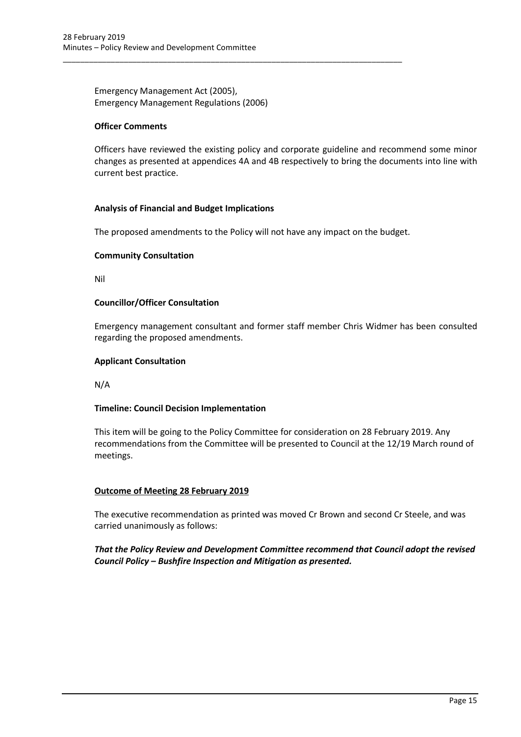Emergency Management Act (2005),
Emergency Management Regulations (2006)

**Officer Comments**

Officers have reviewed the existing policy and corporate guideline and recommend some minor changes as presented at appendices 4A and 4B respectively to bring the documents into line with current best practice.

**Analysis of Financial and Budget Implications**

The proposed amendments to the Policy will not have any impact on the budget.

**Community Consultation**

Nil

**Councillor/Officer Consultation**

Emergency management consultant and former staff member Chris Widmer has been consulted regarding the proposed amendments.

**Applicant Consultation**

N/A

**Timeline: Council Decision Implementation**

This item will be going to the Policy Committee for consideration on 28 February 2019. Any recommendations from the Committee will be presented to Council at the 12/19 March round of meetings.

**Outcome of Meeting 28 February 2019**

The executive recommendation as printed was moved Cr Brown and second Cr Steele, and was carried unanimously as follows:

***That the Policy Review and Development Committee recommend that Council adopt the revised Council Policy – Bushfire Inspection and Mitigation as presented.***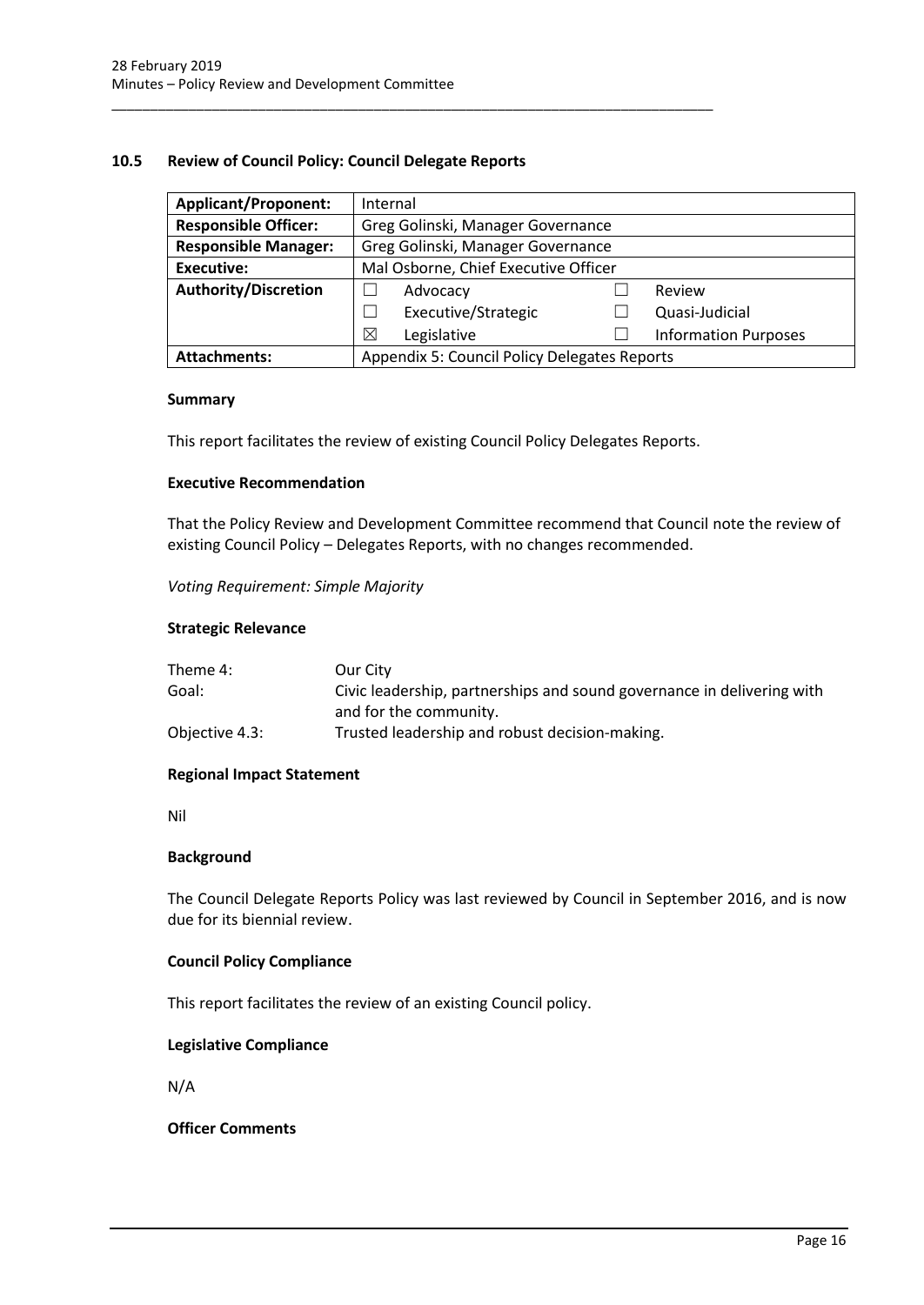## 10.5 Review of Council Policy: Council Delegate Reports

| **Applicant/Proponent:** | Internal | | | |
|---|---|---|---|---|
| **Responsible Officer:** | Greg Golinski, Manager Governance | | | |
| **Responsible Manager:** | Greg Golinski, Manager Governance | | | |
| **Executive:** | Mal Osborne, Chief Executive Officer | | | |
| **Authority/Discretion** | ☐ | Advocacy | ☐ | Review |
| | ☐ | Executive/Strategic | ☐ | Quasi-Judicial |
| | ☒ | Legislative | ☐ | Information Purposes |
| **Attachments:** | Appendix 5: Council Policy Delegates Reports | | | |

### Summary

This report facilitates the review of existing Council Policy Delegates Reports.

### Executive Recommendation

That the Policy Review and Development Committee recommend that Council note the review of existing Council Policy – Delegates Reports, with no changes recommended.

*Voting Requirement: Simple Majority*

### Strategic Relevance

| | |
|---|---|
| Theme 4: | Our City |
| Goal: | Civic leadership, partnerships and sound governance in delivering with and for the community. |
| Objective 4.3: | Trusted leadership and robust decision-making. |

### Regional Impact Statement

Nil

### Background

The Council Delegate Reports Policy was last reviewed by Council in September 2016, and is now due for its biennial review.

### Council Policy Compliance

This report facilitates the review of an existing Council policy.

### Legislative Compliance

N/A

### Officer Comments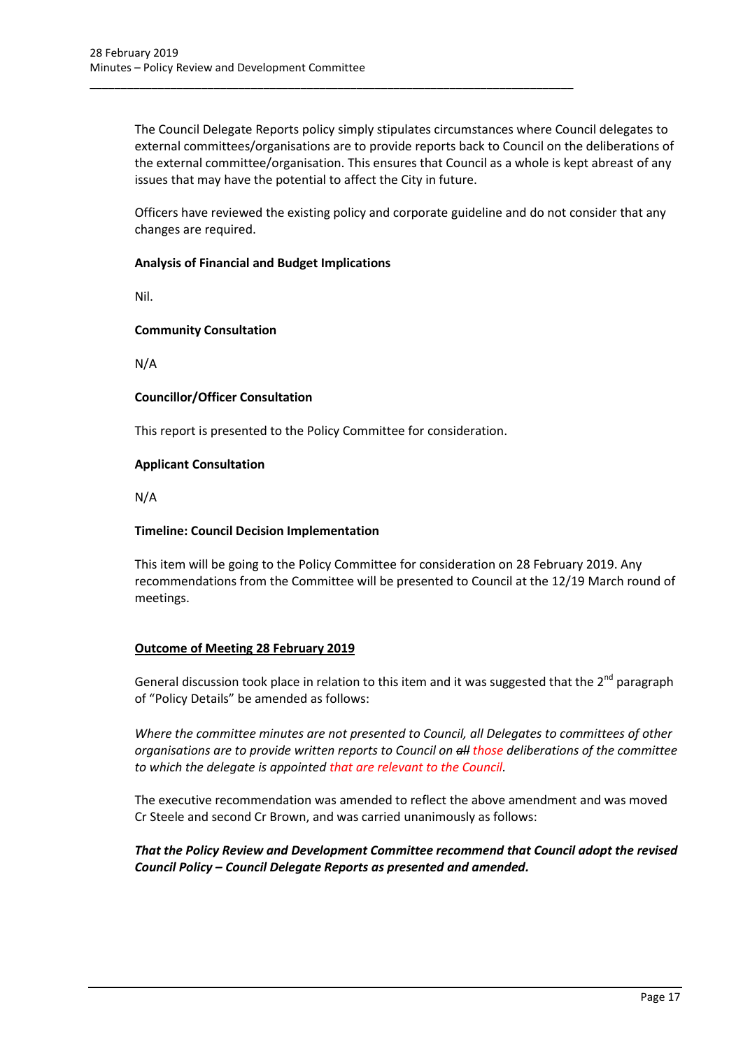The Council Delegate Reports policy simply stipulates circumstances where Council delegates to external committees/organisations are to provide reports back to Council on the deliberations of the external committee/organisation. This ensures that Council as a whole is kept abreast of any issues that may have the potential to affect the City in future.

Officers have reviewed the existing policy and corporate guideline and do not consider that any changes are required.

**Analysis of Financial and Budget Implications**

Nil.

**Community Consultation**

N/A

**Councillor/Officer Consultation**

This report is presented to the Policy Committee for consideration.

**Applicant Consultation**

N/A

**Timeline: Council Decision Implementation**

This item will be going to the Policy Committee for consideration on 28 February 2019. Any recommendations from the Committee will be presented to Council at the 12/19 March round of meetings.

**Outcome of Meeting 28 February 2019**

General discussion took place in relation to this item and it was suggested that the 2nd paragraph of "Policy Details" be amended as follows:

*Where the committee minutes are not presented to Council, all Delegates to committees of other organisations are to provide written reports to Council on ~~all~~ those deliberations of the committee to which the delegate is appointed that are relevant to the Council.*

The executive recommendation was amended to reflect the above amendment and was moved Cr Steele and second Cr Brown, and was carried unanimously as follows:

***That the Policy Review and Development Committee recommend that Council adopt the revised Council Policy – Council Delegate Reports as presented and amended.***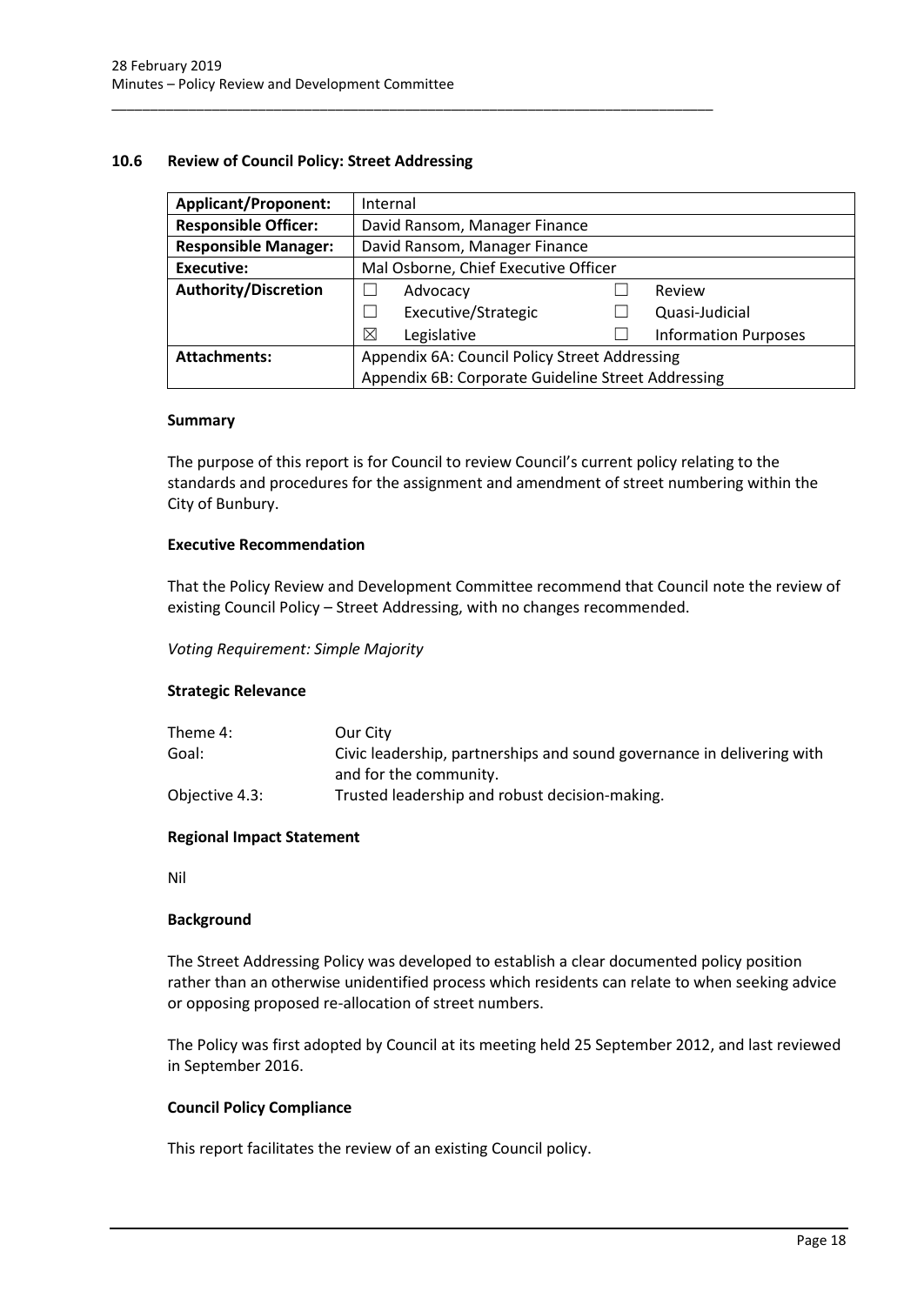## 10.6 Review of Council Policy: Street Addressing

| **Applicant/Proponent:** | Internal | | | |
|---|---|---|---|---|
| **Responsible Officer:** | David Ransom, Manager Finance | | | |
| **Responsible Manager:** | David Ransom, Manager Finance | | | |
| **Executive:** | Mal Osborne, Chief Executive Officer | | | |
| **Authority/Discretion** | ☐ | Advocacy | ☐ | Review |
| | ☐ | Executive/Strategic | ☐ | Quasi-Judicial |
| | ☒ | Legislative | ☐ | Information Purposes |
| **Attachments:** | Appendix 6A: Council Policy Street Addressing | | | |
| | Appendix 6B: Corporate Guideline Street Addressing | | | |

**Summary**

The purpose of this report is for Council to review Council's current policy relating to the standards and procedures for the assignment and amendment of street numbering within the City of Bunbury.

**Executive Recommendation**

That the Policy Review and Development Committee recommend that Council note the review of existing Council Policy – Street Addressing, with no changes recommended.

*Voting Requirement: Simple Majority*

**Strategic Relevance**

| | |
|---|---|
| Theme 4: | Our City |
| Goal: | Civic leadership, partnerships and sound governance in delivering with and for the community. |
| Objective 4.3: | Trusted leadership and robust decision-making. |

**Regional Impact Statement**

Nil

**Background**

The Street Addressing Policy was developed to establish a clear documented policy position rather than an otherwise unidentified process which residents can relate to when seeking advice or opposing proposed re-allocation of street numbers.

The Policy was first adopted by Council at its meeting held 25 September 2012, and last reviewed in September 2016.

**Council Policy Compliance**

This report facilitates the review of an existing Council policy.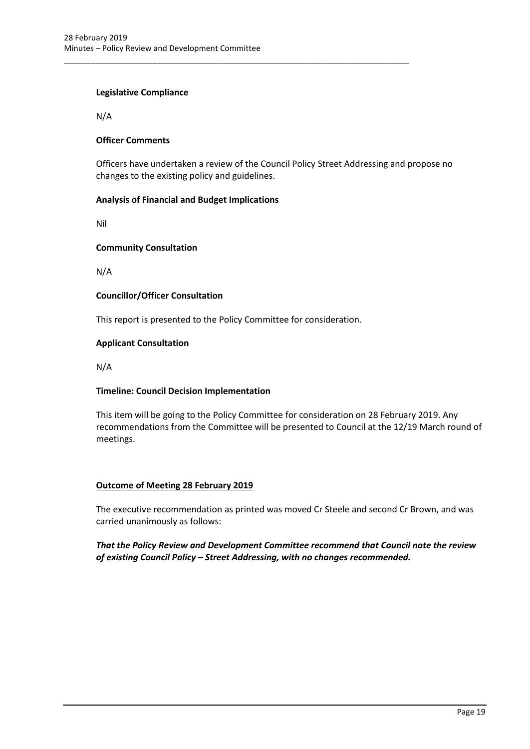**Legislative Compliance**

N/A

**Officer Comments**

Officers have undertaken a review of the Council Policy Street Addressing and propose no changes to the existing policy and guidelines.

**Analysis of Financial and Budget Implications**

Nil

**Community Consultation**

N/A

**Councillor/Officer Consultation**

This report is presented to the Policy Committee for consideration.

**Applicant Consultation**

N/A

**Timeline: Council Decision Implementation**

This item will be going to the Policy Committee for consideration on 28 February 2019. Any recommendations from the Committee will be presented to Council at the 12/19 March round of meetings.

**Outcome of Meeting 28 February 2019**

The executive recommendation as printed was moved Cr Steele and second Cr Brown, and was carried unanimously as follows:

***That the Policy Review and Development Committee recommend that Council note the review of existing Council Policy – Street Addressing, with no changes recommended.***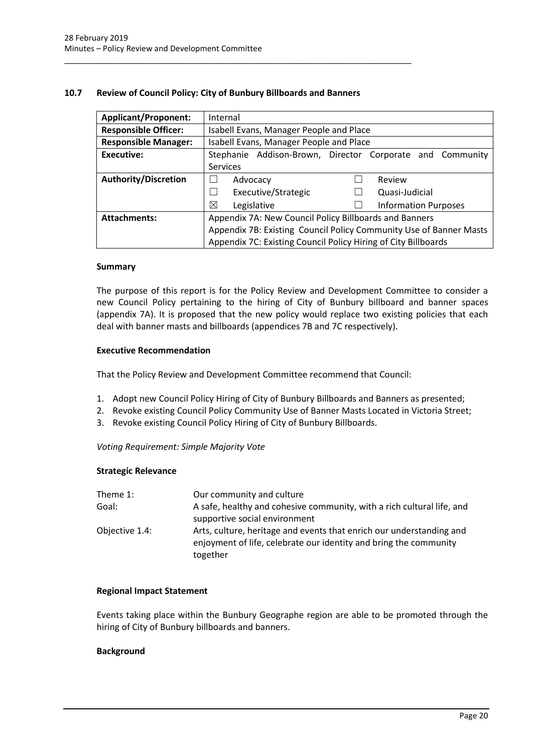## 10.7 Review of Council Policy: City of Bunbury Billboards and Banners

| **Applicant/Proponent:** | Internal |
|---|---|
| **Responsible Officer:** | Isabell Evans, Manager People and Place |
| **Responsible Manager:** | Isabell Evans, Manager People and Place |
| **Executive:** | Stephanie Addison-Brown, Director Corporate and Community Services |
| **Authority/Discretion** | ☐ Advocacy ☐ Review<br>☐ Executive/Strategic ☐ Quasi-Judicial<br>☒ Legislative ☐ Information Purposes |
| **Attachments:** | Appendix 7A: New Council Policy Billboards and Banners<br>Appendix 7B: Existing Council Policy Community Use of Banner Masts<br>Appendix 7C: Existing Council Policy Hiring of City Billboards |

### Summary

The purpose of this report is for the Policy Review and Development Committee to consider a new Council Policy pertaining to the hiring of City of Bunbury billboard and banner spaces (appendix 7A). It is proposed that the new policy would replace two existing policies that each deal with banner masts and billboards (appendices 7B and 7C respectively).

### Executive Recommendation

That the Policy Review and Development Committee recommend that Council:

1. Adopt new Council Policy Hiring of City of Bunbury Billboards and Banners as presented;
2. Revoke existing Council Policy Community Use of Banner Masts Located in Victoria Street;
3. Revoke existing Council Policy Hiring of City of Bunbury Billboards.

*Voting Requirement: Simple Majority Vote*

### Strategic Relevance

| | |
|---|---|
| Theme 1: | Our community and culture |
| Goal: | A safe, healthy and cohesive community, with a rich cultural life, and supportive social environment |
| Objective 1.4: | Arts, culture, heritage and events that enrich our understanding and enjoyment of life, celebrate our identity and bring the community together |

### Regional Impact Statement

Events taking place within the Bunbury Geographe region are able to be promoted through the hiring of City of Bunbury billboards and banners.

### Background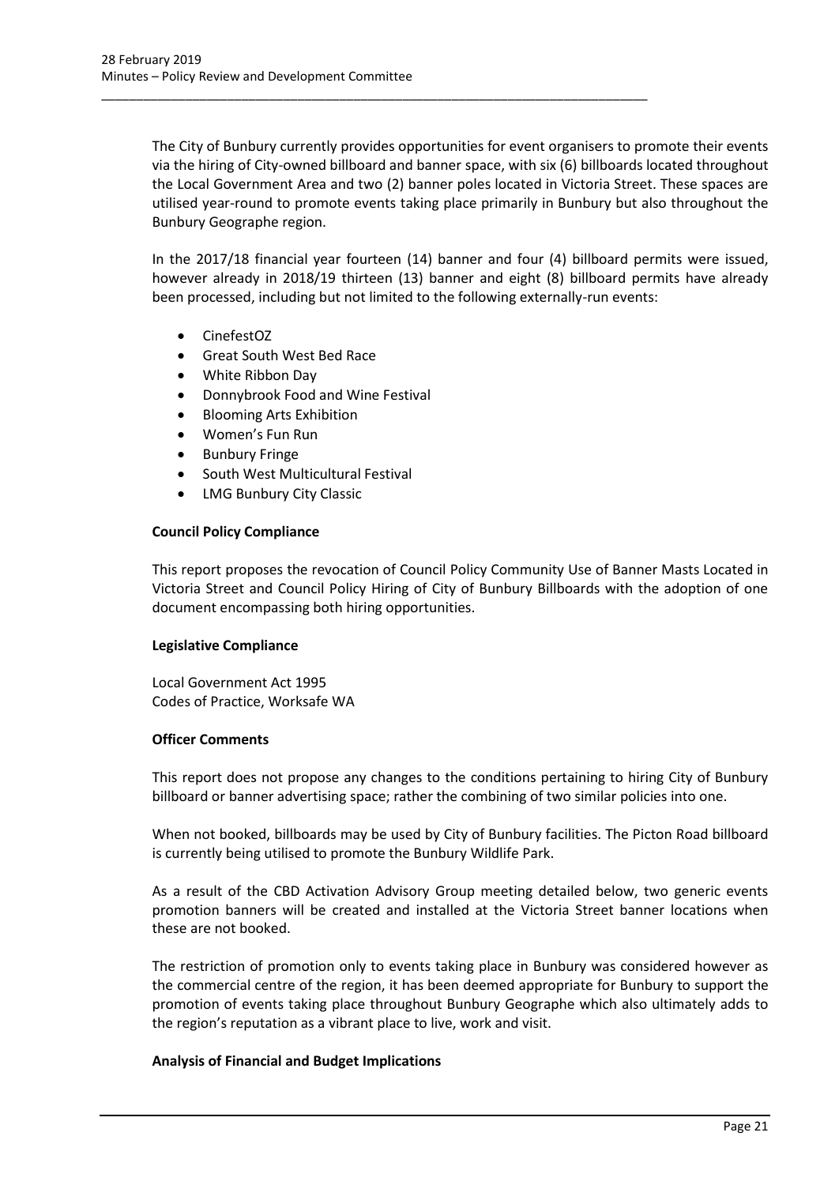The City of Bunbury currently provides opportunities for event organisers to promote their events via the hiring of City-owned billboard and banner space, with six (6) billboards located throughout the Local Government Area and two (2) banner poles located in Victoria Street. These spaces are utilised year-round to promote events taking place primarily in Bunbury but also throughout the Bunbury Geographe region.

In the 2017/18 financial year fourteen (14) banner and four (4) billboard permits were issued, however already in 2018/19 thirteen (13) banner and eight (8) billboard permits have already been processed, including but not limited to the following externally-run events:

- CinefestOZ
- Great South West Bed Race
- White Ribbon Day
- Donnybrook Food and Wine Festival
- Blooming Arts Exhibition
- Women's Fun Run
- Bunbury Fringe
- South West Multicultural Festival
- LMG Bunbury City Classic

**Council Policy Compliance**

This report proposes the revocation of Council Policy Community Use of Banner Masts Located in Victoria Street and Council Policy Hiring of City of Bunbury Billboards with the adoption of one document encompassing both hiring opportunities.

**Legislative Compliance**

Local Government Act 1995
Codes of Practice, Worksafe WA

**Officer Comments**

This report does not propose any changes to the conditions pertaining to hiring City of Bunbury billboard or banner advertising space; rather the combining of two similar policies into one.

When not booked, billboards may be used by City of Bunbury facilities. The Picton Road billboard is currently being utilised to promote the Bunbury Wildlife Park.

As a result of the CBD Activation Advisory Group meeting detailed below, two generic events promotion banners will be created and installed at the Victoria Street banner locations when these are not booked.

The restriction of promotion only to events taking place in Bunbury was considered however as the commercial centre of the region, it has been deemed appropriate for Bunbury to support the promotion of events taking place throughout Bunbury Geographe which also ultimately adds to the region's reputation as a vibrant place to live, work and visit.

**Analysis of Financial and Budget Implications**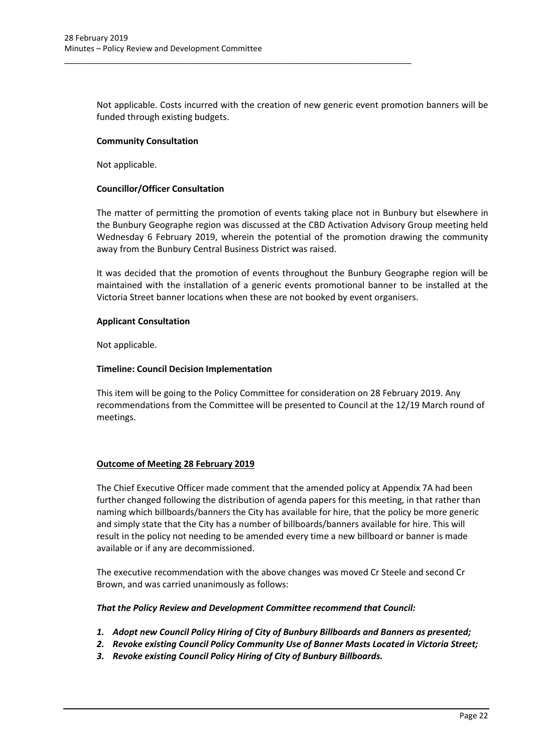Not applicable. Costs incurred with the creation of new generic event promotion banners will be funded through existing budgets.

**Community Consultation**

Not applicable.

**Councillor/Officer Consultation**

The matter of permitting the promotion of events taking place not in Bunbury but elsewhere in the Bunbury Geographe region was discussed at the CBD Activation Advisory Group meeting held Wednesday 6 February 2019, wherein the potential of the promotion drawing the community away from the Bunbury Central Business District was raised.

It was decided that the promotion of events throughout the Bunbury Geographe region will be maintained with the installation of a generic events promotional banner to be installed at the Victoria Street banner locations when these are not booked by event organisers.

**Applicant Consultation**

Not applicable.

**Timeline: Council Decision Implementation**

This item will be going to the Policy Committee for consideration on 28 February 2019. Any recommendations from the Committee will be presented to Council at the 12/19 March round of meetings.

**Outcome of Meeting 28 February 2019**

The Chief Executive Officer made comment that the amended policy at Appendix 7A had been further changed following the distribution of agenda papers for this meeting, in that rather than naming which billboards/banners the City has available for hire, that the policy be more generic and simply state that the City has a number of billboards/banners available for hire. This will result in the policy not needing to be amended every time a new billboard or banner is made available or if any are decommissioned.

The executive recommendation with the above changes was moved Cr Steele and second Cr Brown, and was carried unanimously as follows:

***That the Policy Review and Development Committee recommend that Council:***

1. ***Adopt new Council Policy Hiring of City of Bunbury Billboards and Banners as presented;***
2. ***Revoke existing Council Policy Community Use of Banner Masts Located in Victoria Street;***
3. ***Revoke existing Council Policy Hiring of City of Bunbury Billboards.***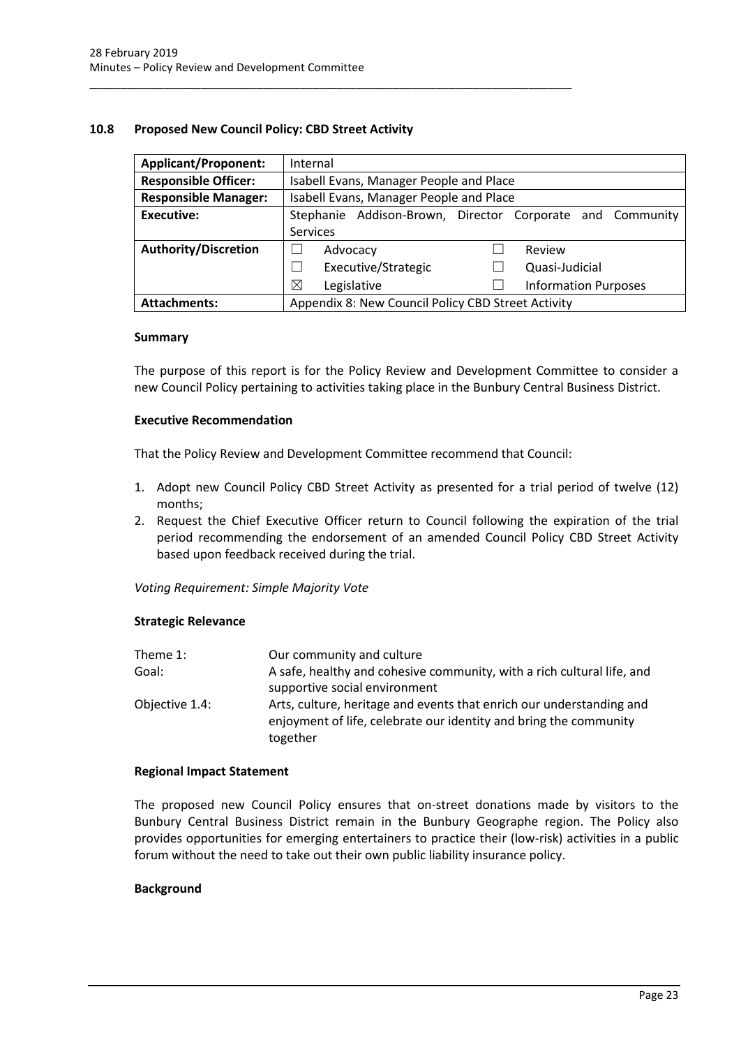### 10.8 Proposed New Council Policy: CBD Street Activity

| **Applicant/Proponent:** | Internal |
|---|---|
| **Responsible Officer:** | Isabell Evans, Manager People and Place |
| **Responsible Manager:** | Isabell Evans, Manager People and Place |
| **Executive:** | Stephanie Addison-Brown, Director Corporate and Community Services |
| **Authority/Discretion** | ☐ Advocacy ☐ Review<br>☐ Executive/Strategic ☐ Quasi-Judicial<br>☒ Legislative ☐ Information Purposes |
| **Attachments:** | Appendix 8: New Council Policy CBD Street Activity |

#### Summary

The purpose of this report is for the Policy Review and Development Committee to consider a new Council Policy pertaining to activities taking place in the Bunbury Central Business District.

#### Executive Recommendation

That the Policy Review and Development Committee recommend that Council:

1. Adopt new Council Policy CBD Street Activity as presented for a trial period of twelve (12) months;
2. Request the Chief Executive Officer return to Council following the expiration of the trial period recommending the endorsement of an amended Council Policy CBD Street Activity based upon feedback received during the trial.

*Voting Requirement: Simple Majority Vote*

#### Strategic Relevance

| | |
|---|---|
| Theme 1: | Our community and culture |
| Goal: | A safe, healthy and cohesive community, with a rich cultural life, and supportive social environment |
| Objective 1.4: | Arts, culture, heritage and events that enrich our understanding and enjoyment of life, celebrate our identity and bring the community together |

#### Regional Impact Statement

The proposed new Council Policy ensures that on-street donations made by visitors to the Bunbury Central Business District remain in the Bunbury Geographe region. The Policy also provides opportunities for emerging entertainers to practice their (low-risk) activities in a public forum without the need to take out their own public liability insurance policy.

#### Background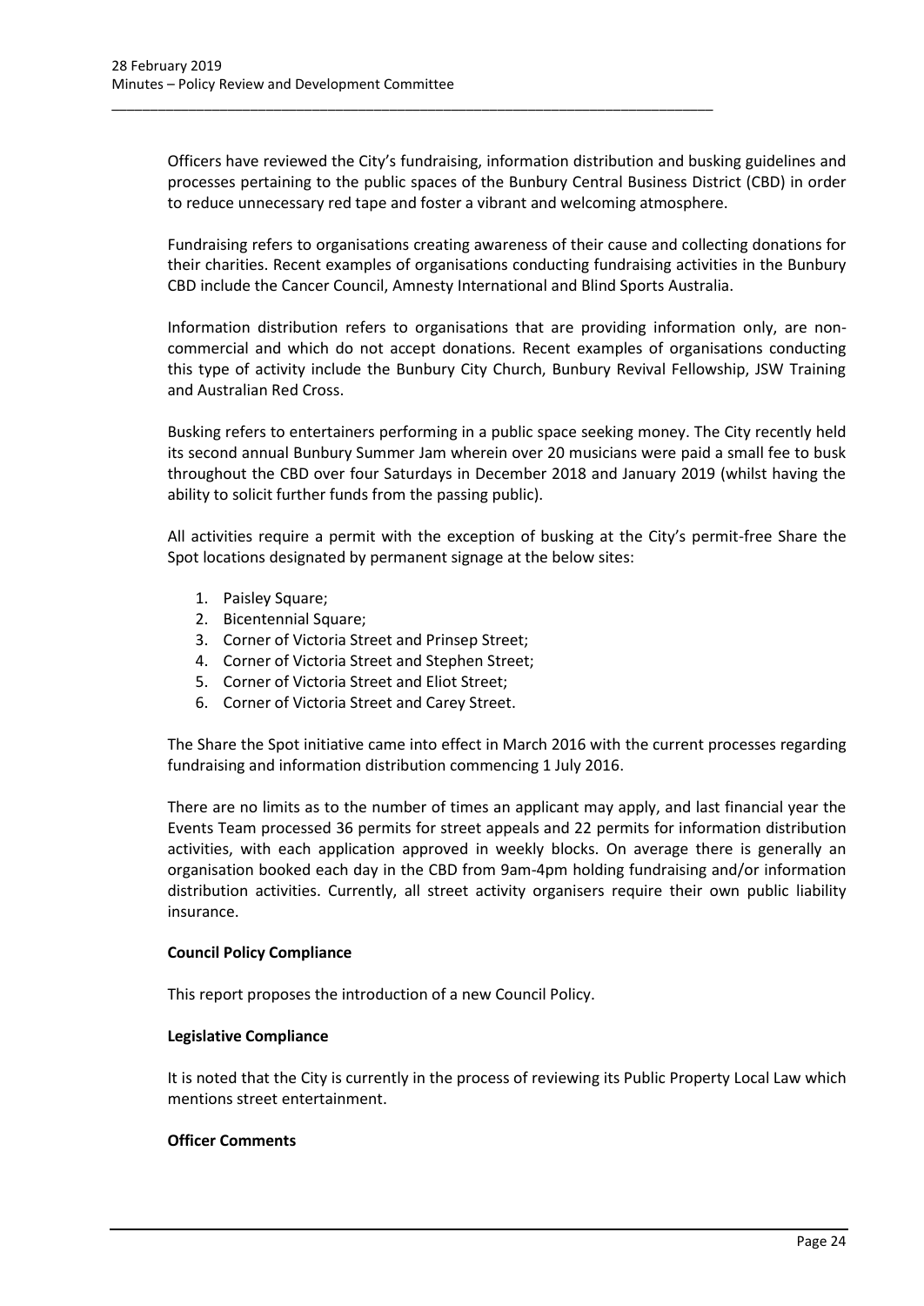Officers have reviewed the City's fundraising, information distribution and busking guidelines and processes pertaining to the public spaces of the Bunbury Central Business District (CBD) in order to reduce unnecessary red tape and foster a vibrant and welcoming atmosphere.

Fundraising refers to organisations creating awareness of their cause and collecting donations for their charities. Recent examples of organisations conducting fundraising activities in the Bunbury CBD include the Cancer Council, Amnesty International and Blind Sports Australia.

Information distribution refers to organisations that are providing information only, are non-commercial and which do not accept donations. Recent examples of organisations conducting this type of activity include the Bunbury City Church, Bunbury Revival Fellowship, JSW Training and Australian Red Cross.

Busking refers to entertainers performing in a public space seeking money. The City recently held its second annual Bunbury Summer Jam wherein over 20 musicians were paid a small fee to busk throughout the CBD over four Saturdays in December 2018 and January 2019 (whilst having the ability to solicit further funds from the passing public).

All activities require a permit with the exception of busking at the City's permit-free Share the Spot locations designated by permanent signage at the below sites:

1. Paisley Square;
2. Bicentennial Square;
3. Corner of Victoria Street and Prinsep Street;
4. Corner of Victoria Street and Stephen Street;
5. Corner of Victoria Street and Eliot Street;
6. Corner of Victoria Street and Carey Street.

The Share the Spot initiative came into effect in March 2016 with the current processes regarding fundraising and information distribution commencing 1 July 2016.

There are no limits as to the number of times an applicant may apply, and last financial year the Events Team processed 36 permits for street appeals and 22 permits for information distribution activities, with each application approved in weekly blocks. On average there is generally an organisation booked each day in the CBD from 9am-4pm holding fundraising and/or information distribution activities. Currently, all street activity organisers require their own public liability insurance.

**Council Policy Compliance**

This report proposes the introduction of a new Council Policy.

**Legislative Compliance**

It is noted that the City is currently in the process of reviewing its Public Property Local Law which mentions street entertainment.

**Officer Comments**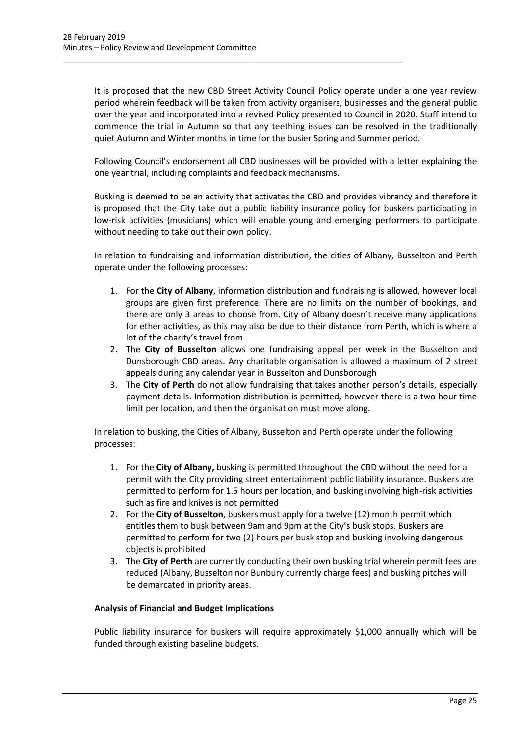It is proposed that the new CBD Street Activity Council Policy operate under a one year review period wherein feedback will be taken from activity organisers, businesses and the general public over the year and incorporated into a revised Policy presented to Council in 2020. Staff intend to commence the trial in Autumn so that any teething issues can be resolved in the traditionally quiet Autumn and Winter months in time for the busier Spring and Summer period.

Following Council's endorsement all CBD businesses will be provided with a letter explaining the one year trial, including complaints and feedback mechanisms.

Busking is deemed to be an activity that activates the CBD and provides vibrancy and therefore it is proposed that the City take out a public liability insurance policy for buskers participating in low-risk activities (musicians) which will enable young and emerging performers to participate without needing to take out their own policy.

In relation to fundraising and information distribution, the cities of Albany, Busselton and Perth operate under the following processes:

1. For the **City of Albany**, information distribution and fundraising is allowed, however local groups are given first preference. There are no limits on the number of bookings, and there are only 3 areas to choose from. City of Albany doesn't receive many applications for ether activities, as this may also be due to their distance from Perth, which is where a lot of the charity's travel from
2. The **City of Busselton** allows one fundraising appeal per week in the Busselton and Dunsborough CBD areas. Any charitable organisation is allowed a maximum of 2 street appeals during any calendar year in Busselton and Dunsborough
3. The **City of Perth** do not allow fundraising that takes another person's details, especially payment details. Information distribution is permitted, however there is a two hour time limit per location, and then the organisation must move along.

In relation to busking, the Cities of Albany, Busselton and Perth operate under the following processes:

1. For the **City of Albany,** busking is permitted throughout the CBD without the need for a permit with the City providing street entertainment public liability insurance. Buskers are permitted to perform for 1.5 hours per location, and busking involving high-risk activities such as fire and knives is not permitted
2. For the **City of Busselton**, buskers must apply for a twelve (12) month permit which entitles them to busk between 9am and 9pm at the City's busk stops. Buskers are permitted to perform for two (2) hours per busk stop and busking involving dangerous objects is prohibited
3. The **City of Perth** are currently conducting their own busking trial wherein permit fees are reduced (Albany, Busselton nor Bunbury currently charge fees) and busking pitches will be demarcated in priority areas.

**Analysis of Financial and Budget Implications**

Public liability insurance for buskers will require approximately $1,000 annually which will be funded through existing baseline budgets.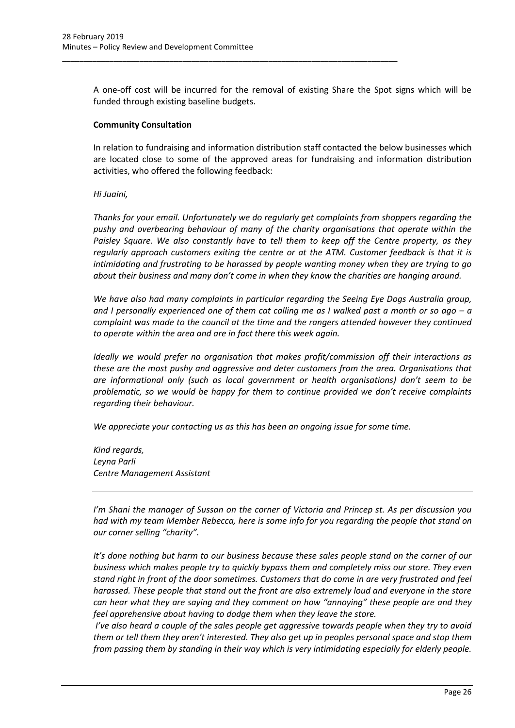A one-off cost will be incurred for the removal of existing Share the Spot signs which will be funded through existing baseline budgets.

**Community Consultation**

In relation to fundraising and information distribution staff contacted the below businesses which are located close to some of the approved areas for fundraising and information distribution activities, who offered the following feedback:

*Hi Juaini,*

*Thanks for your email. Unfortunately we do regularly get complaints from shoppers regarding the pushy and overbearing behaviour of many of the charity organisations that operate within the Paisley Square. We also constantly have to tell them to keep off the Centre property, as they regularly approach customers exiting the centre or at the ATM. Customer feedback is that it is intimidating and frustrating to be harassed by people wanting money when they are trying to go about their business and many don't come in when they know the charities are hanging around.*

*We have also had many complaints in particular regarding the Seeing Eye Dogs Australia group, and I personally experienced one of them cat calling me as I walked past a month or so ago – a complaint was made to the council at the time and the rangers attended however they continued to operate within the area and are in fact there this week again.*

*Ideally we would prefer no organisation that makes profit/commission off their interactions as these are the most pushy and aggressive and deter customers from the area. Organisations that are informational only (such as local government or health organisations) don't seem to be problematic, so we would be happy for them to continue provided we don't receive complaints regarding their behaviour.*

*We appreciate your contacting us as this has been an ongoing issue for some time.*

*Kind regards,*
*Leyna Parli*
*Centre Management Assistant*

---

*I'm Shani the manager of Sussan on the corner of Victoria and Princep st. As per discussion you had with my team Member Rebecca, here is some info for you regarding the people that stand on our corner selling "charity".*

*It's done nothing but harm to our business because these sales people stand on the corner of our business which makes people try to quickly bypass them and completely miss our store. They even stand right in front of the door sometimes. Customers that do come in are very frustrated and feel harassed. These people that stand out the front are also extremely loud and everyone in the store can hear what they are saying and they comment on how "annoying" these people are and they feel apprehensive about having to dodge them when they leave the store.*

*I've also heard a couple of the sales people get aggressive towards people when they try to avoid them or tell them they aren't interested. They also get up in peoples personal space and stop them from passing them by standing in their way which is very intimidating especially for elderly people.*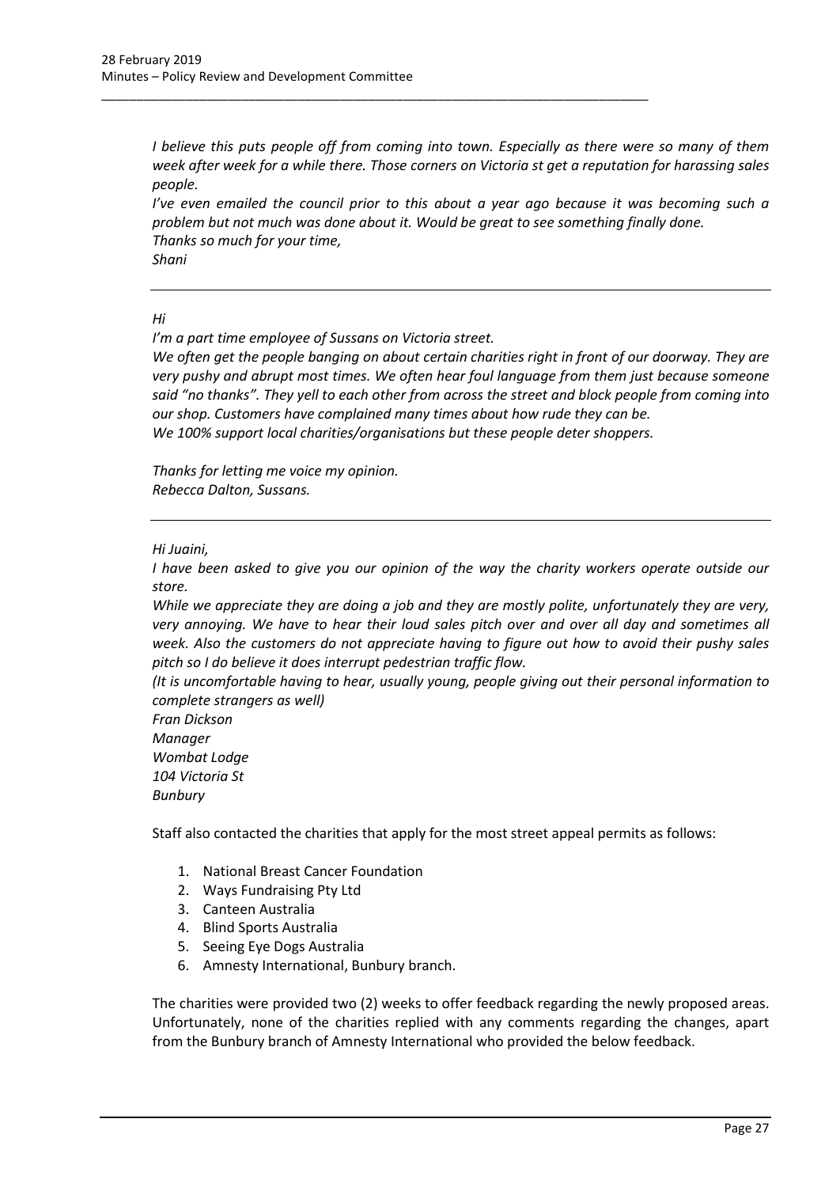*I believe this puts people off from coming into town. Especially as there were so many of them week after week for a while there. Those corners on Victoria st get a reputation for harassing sales people.*
*I've even emailed the council prior to this about a year ago because it was becoming such a problem but not much was done about it. Would be great to see something finally done.*
*Thanks so much for your time,*
*Shani*

---

*Hi*
*I'm a part time employee of Sussans on Victoria street.*
*We often get the people banging on about certain charities right in front of our doorway. They are very pushy and abrupt most times. We often hear foul language from them just because someone said "no thanks". They yell to each other from across the street and block people from coming into our shop. Customers have complained many times about how rude they can be.*
*We 100% support local charities/organisations but these people deter shoppers.*

*Thanks for letting me voice my opinion.*
*Rebecca Dalton, Sussans.*

---

*Hi Juaini,*
*I have been asked to give you our opinion of the way the charity workers operate outside our store.*
*While we appreciate they are doing a job and they are mostly polite, unfortunately they are very, very annoying. We have to hear their loud sales pitch over and over all day and sometimes all week. Also the customers do not appreciate having to figure out how to avoid their pushy sales pitch so I do believe it does interrupt pedestrian traffic flow.*
*(It is uncomfortable having to hear, usually young, people giving out their personal information to complete strangers as well)*
*Fran Dickson*
*Manager*
*Wombat Lodge*
*104 Victoria St*
*Bunbury*

Staff also contacted the charities that apply for the most street appeal permits as follows:

1. National Breast Cancer Foundation
2. Ways Fundraising Pty Ltd
3. Canteen Australia
4. Blind Sports Australia
5. Seeing Eye Dogs Australia
6. Amnesty International, Bunbury branch.

The charities were provided two (2) weeks to offer feedback regarding the newly proposed areas. Unfortunately, none of the charities replied with any comments regarding the changes, apart from the Bunbury branch of Amnesty International who provided the below feedback.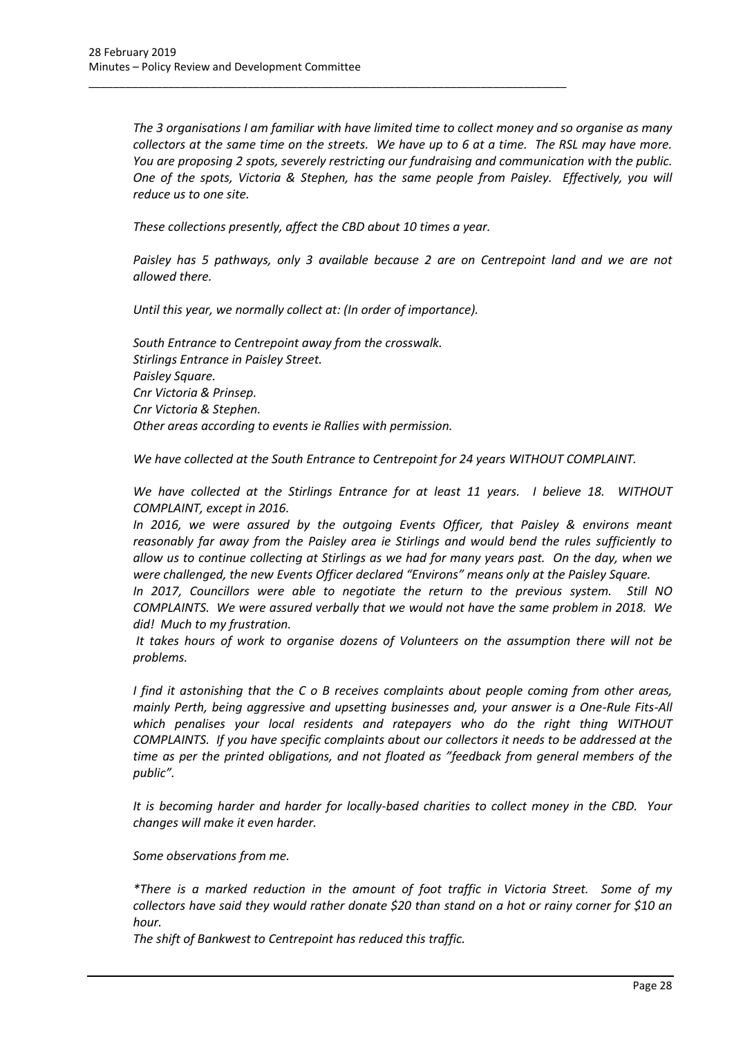*The 3 organisations I am familiar with have limited time to collect money and so organise as many collectors at the same time on the streets. We have up to 6 at a time. The RSL may have more. You are proposing 2 spots, severely restricting our fundraising and communication with the public. One of the spots, Victoria & Stephen, has the same people from Paisley. Effectively, you will reduce us to one site.*

*These collections presently, affect the CBD about 10 times a year.*

*Paisley has 5 pathways, only 3 available because 2 are on Centrepoint land and we are not allowed there.*

*Until this year, we normally collect at: (In order of importance).*

*South Entrance to Centrepoint away from the crosswalk.*
*Stirlings Entrance in Paisley Street.*
*Paisley Square.*
*Cnr Victoria & Prinsep.*
*Cnr Victoria & Stephen.*
*Other areas according to events ie Rallies with permission.*

*We have collected at the South Entrance to Centrepoint for 24 years WITHOUT COMPLAINT.*

*We have collected at the Stirlings Entrance for at least 11 years. I believe 18. WITHOUT COMPLAINT, except in 2016.*

*In 2016, we were assured by the outgoing Events Officer, that Paisley & environs meant reasonably far away from the Paisley area ie Stirlings and would bend the rules sufficiently to allow us to continue collecting at Stirlings as we had for many years past. On the day, when we were challenged, the new Events Officer declared "Environs" means only at the Paisley Square.*

*In 2017, Councillors were able to negotiate the return to the previous system. Still NO COMPLAINTS. We were assured verbally that we would not have the same problem in 2018. We did! Much to my frustration.*

*It takes hours of work to organise dozens of Volunteers on the assumption there will not be problems.*

*I find it astonishing that the C o B receives complaints about people coming from other areas, mainly Perth, being aggressive and upsetting businesses and, your answer is a One-Rule Fits-All which penalises your local residents and ratepayers who do the right thing WITHOUT COMPLAINTS. If you have specific complaints about our collectors it needs to be addressed at the time as per the printed obligations, and not floated as "feedback from general members of the public".*

*It is becoming harder and harder for locally-based charities to collect money in the CBD. Your changes will make it even harder.*

*Some observations from me.*

*\*There is a marked reduction in the amount of foot traffic in Victoria Street. Some of my collectors have said they would rather donate $20 than stand on a hot or rainy corner for $10 an hour.*

*The shift of Bankwest to Centrepoint has reduced this traffic.*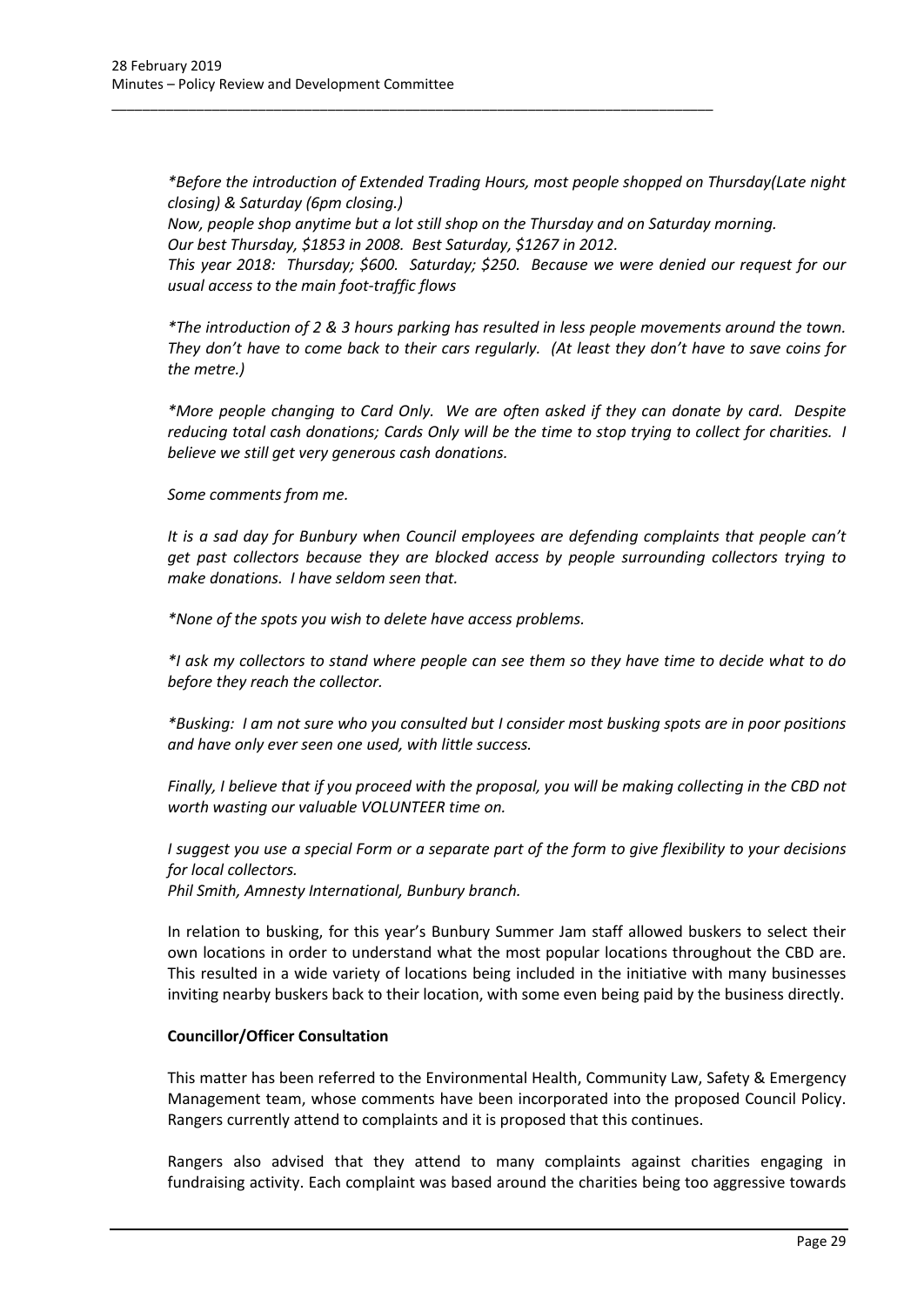*\*Before the introduction of Extended Trading Hours, most people shopped on Thursday(Late night closing) & Saturday (6pm closing.)*
*Now, people shop anytime but a lot still shop on the Thursday and on Saturday morning.*
*Our best Thursday, $1853 in 2008. Best Saturday, $1267 in 2012.*
*This year 2018: Thursday; $600. Saturday; $250. Because we were denied our request for our usual access to the main foot-traffic flows*

*\*The introduction of 2 & 3 hours parking has resulted in less people movements around the town. They don't have to come back to their cars regularly. (At least they don't have to save coins for the metre.)*

*\*More people changing to Card Only. We are often asked if they can donate by card. Despite reducing total cash donations; Cards Only will be the time to stop trying to collect for charities. I believe we still get very generous cash donations.*

*Some comments from me.*

*It is a sad day for Bunbury when Council employees are defending complaints that people can't get past collectors because they are blocked access by people surrounding collectors trying to make donations. I have seldom seen that.*

*\*None of the spots you wish to delete have access problems.*

*\*I ask my collectors to stand where people can see them so they have time to decide what to do before they reach the collector.*

*\*Busking: I am not sure who you consulted but I consider most busking spots are in poor positions and have only ever seen one used, with little success.*

*Finally, I believe that if you proceed with the proposal, you will be making collecting in the CBD not worth wasting our valuable VOLUNTEER time on.*

*I suggest you use a special Form or a separate part of the form to give flexibility to your decisions for local collectors.*
*Phil Smith, Amnesty International, Bunbury branch.*

In relation to busking, for this year's Bunbury Summer Jam staff allowed buskers to select their own locations in order to understand what the most popular locations throughout the CBD are. This resulted in a wide variety of locations being included in the initiative with many businesses inviting nearby buskers back to their location, with some even being paid by the business directly.

**Councillor/Officer Consultation**

This matter has been referred to the Environmental Health, Community Law, Safety & Emergency Management team, whose comments have been incorporated into the proposed Council Policy. Rangers currently attend to complaints and it is proposed that this continues.

Rangers also advised that they attend to many complaints against charities engaging in fundraising activity. Each complaint was based around the charities being too aggressive towards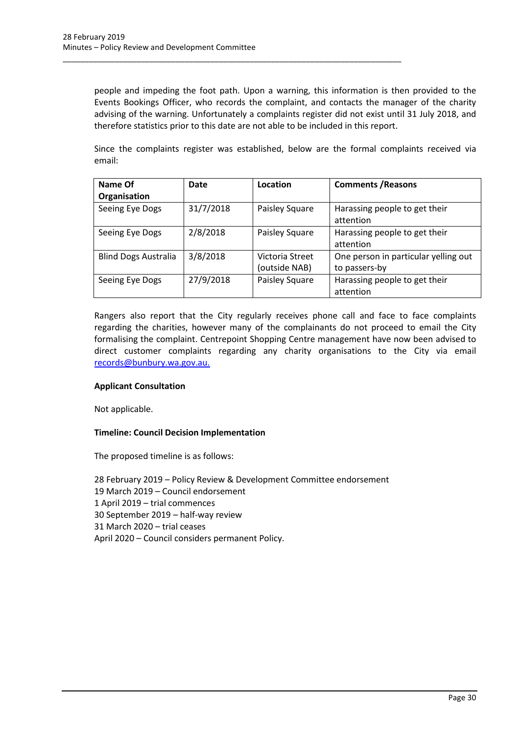people and impeding the foot path. Upon a warning, this information is then provided to the Events Bookings Officer, who records the complaint, and contacts the manager of the charity advising of the warning. Unfortunately a complaints register did not exist until 31 July 2018, and therefore statistics prior to this date are not able to be included in this report.

Since the complaints register was established, below are the formal complaints received via email:

| Name Of Organisation | Date | Location | Comments /Reasons |
|---|---|---|---|
| Seeing Eye Dogs | 31/7/2018 | Paisley Square | Harassing people to get their attention |
| Seeing Eye Dogs | 2/8/2018 | Paisley Square | Harassing people to get their attention |
| Blind Dogs Australia | 3/8/2018 | Victoria Street (outside NAB) | One person in particular yelling out to passers-by |
| Seeing Eye Dogs | 27/9/2018 | Paisley Square | Harassing people to get their attention |

Rangers also report that the City regularly receives phone call and face to face complaints regarding the charities, however many of the complainants do not proceed to email the City formalising the complaint. Centrepoint Shopping Centre management have now been advised to direct customer complaints regarding any charity organisations to the City via email records@bunbury.wa.gov.au.

**Applicant Consultation**

Not applicable.

**Timeline: Council Decision Implementation**

The proposed timeline is as follows:

28 February 2019 – Policy Review & Development Committee endorsement
19 March 2019 – Council endorsement
1 April 2019 – trial commences
30 September 2019 – half-way review
31 March 2020 – trial ceases
April 2020 – Council considers permanent Policy.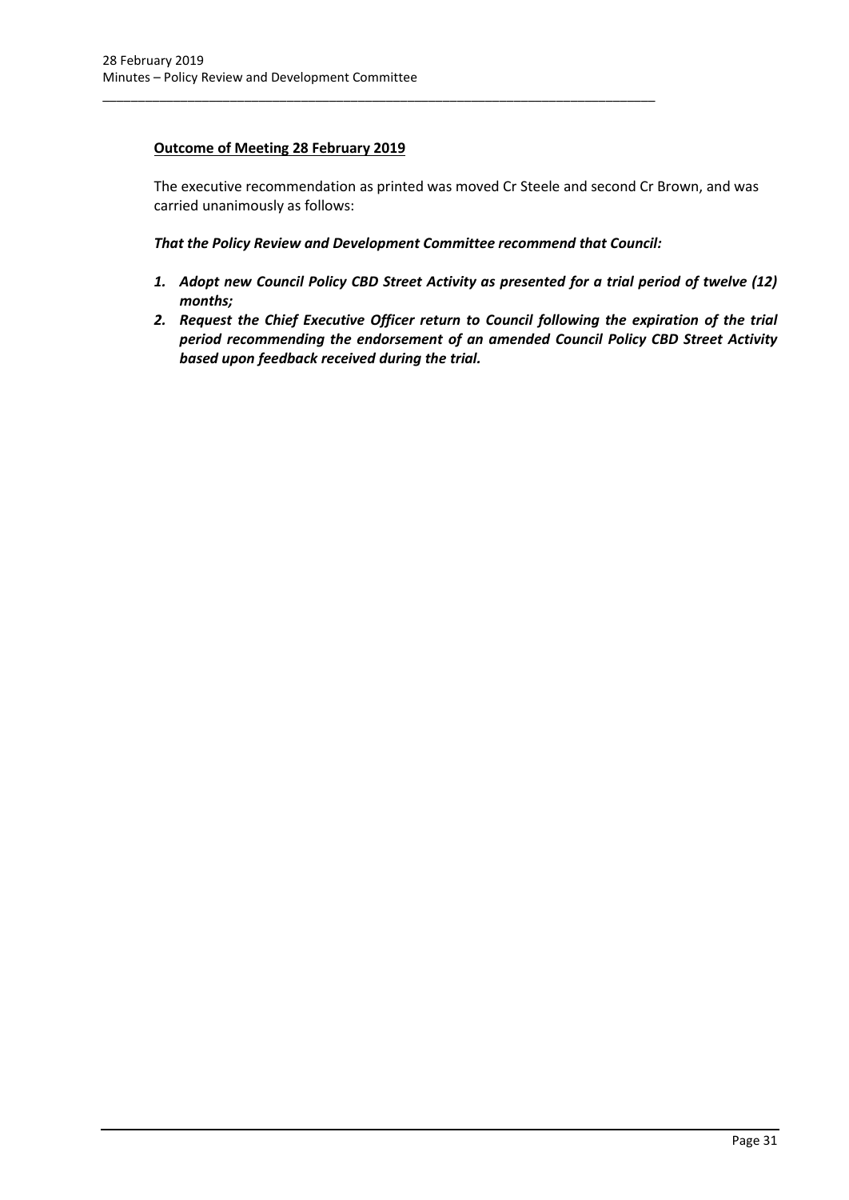**Outcome of Meeting 28 February 2019**

The executive recommendation as printed was moved Cr Steele and second Cr Brown, and was carried unanimously as follows:

***That the Policy Review and Development Committee recommend that Council:***

1. ***Adopt new Council Policy CBD Street Activity as presented for a trial period of twelve (12) months;***
2. ***Request the Chief Executive Officer return to Council following the expiration of the trial period recommending the endorsement of an amended Council Policy CBD Street Activity based upon feedback received during the trial.***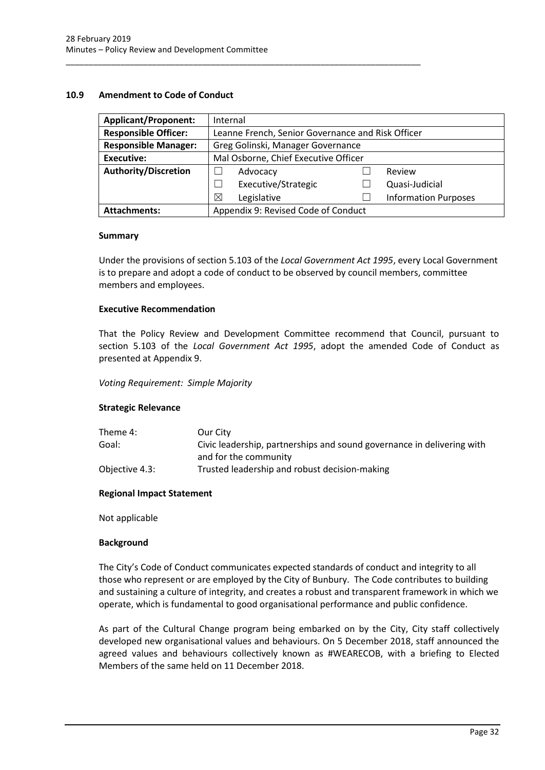## 10.9 Amendment to Code of Conduct

| **Applicant/Proponent:** | Internal | | | |
|---|---|---|---|---|
| **Responsible Officer:** | Leanne French, Senior Governance and Risk Officer | | | |
| **Responsible Manager:** | Greg Golinski, Manager Governance | | | |
| **Executive:** | Mal Osborne, Chief Executive Officer | | | |
| **Authority/Discretion** | ☐ | Advocacy | ☐ | Review |
| | ☐ | Executive/Strategic | ☐ | Quasi-Judicial |
| | ☒ | Legislative | ☐ | Information Purposes |
| **Attachments:** | Appendix 9: Revised Code of Conduct | | | |

### Summary

Under the provisions of section 5.103 of the *Local Government Act 1995*, every Local Government is to prepare and adopt a code of conduct to be observed by council members, committee members and employees.

### Executive Recommendation

That the Policy Review and Development Committee recommend that Council, pursuant to section 5.103 of the *Local Government Act 1995*, adopt the amended Code of Conduct as presented at Appendix 9.

*Voting Requirement: Simple Majority*

### Strategic Relevance

| | |
|---|---|
| Theme 4: | Our City |
| Goal: | Civic leadership, partnerships and sound governance in delivering with and for the community |
| Objective 4.3: | Trusted leadership and robust decision-making |

### Regional Impact Statement

Not applicable

### Background

The City's Code of Conduct communicates expected standards of conduct and integrity to all those who represent or are employed by the City of Bunbury. The Code contributes to building and sustaining a culture of integrity, and creates a robust and transparent framework in which we operate, which is fundamental to good organisational performance and public confidence.

As part of the Cultural Change program being embarked on by the City, City staff collectively developed new organisational values and behaviours. On 5 December 2018, staff announced the agreed values and behaviours collectively known as #WEARECOB, with a briefing to Elected Members of the same held on 11 December 2018.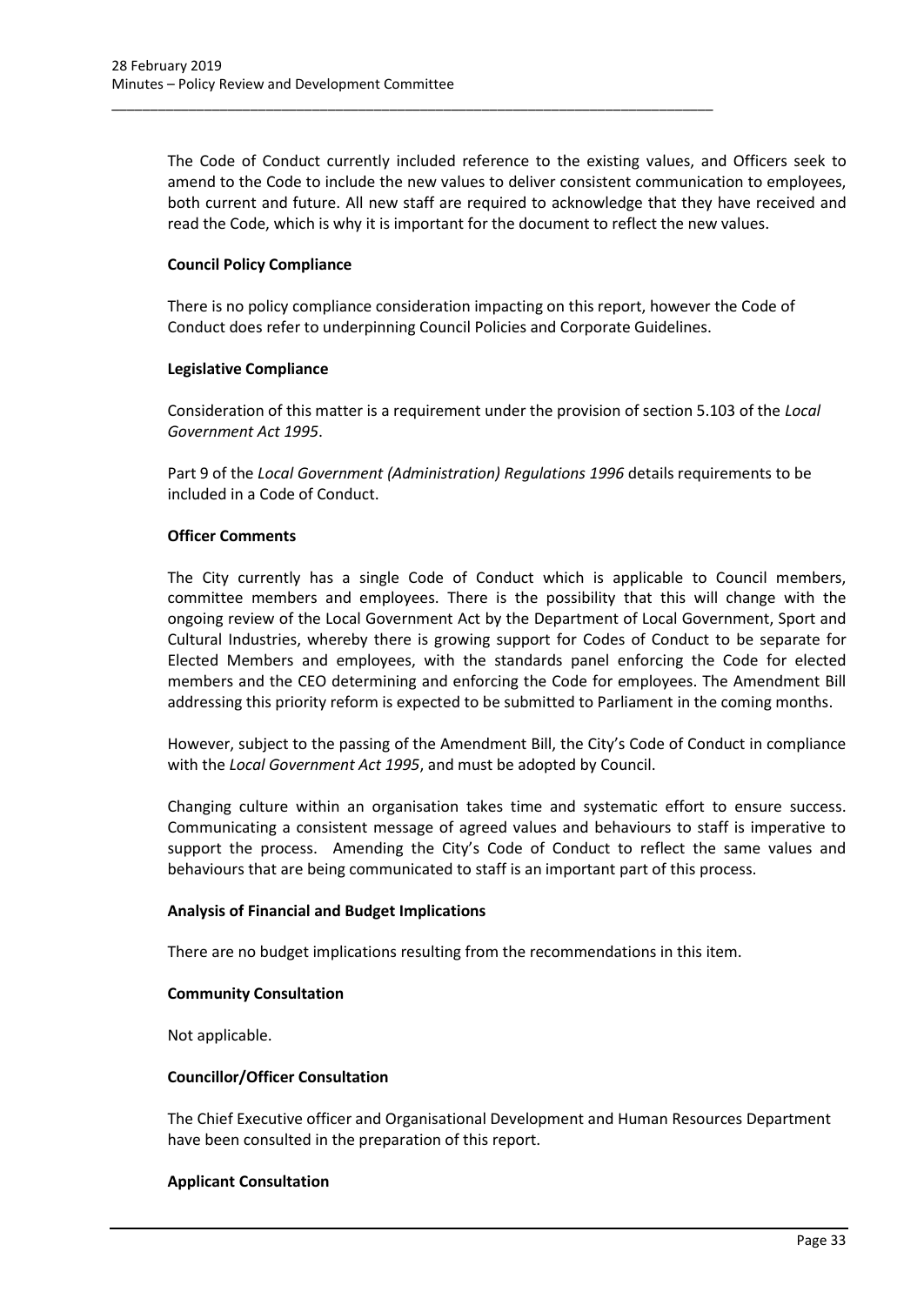The Code of Conduct currently included reference to the existing values, and Officers seek to amend to the Code to include the new values to deliver consistent communication to employees, both current and future. All new staff are required to acknowledge that they have received and read the Code, which is why it is important for the document to reflect the new values.

**Council Policy Compliance**

There is no policy compliance consideration impacting on this report, however the Code of Conduct does refer to underpinning Council Policies and Corporate Guidelines.

**Legislative Compliance**

Consideration of this matter is a requirement under the provision of section 5.103 of the *Local Government Act 1995*.

Part 9 of the *Local Government (Administration) Regulations 1996* details requirements to be included in a Code of Conduct.

**Officer Comments**

The City currently has a single Code of Conduct which is applicable to Council members, committee members and employees. There is the possibility that this will change with the ongoing review of the Local Government Act by the Department of Local Government, Sport and Cultural Industries, whereby there is growing support for Codes of Conduct to be separate for Elected Members and employees, with the standards panel enforcing the Code for elected members and the CEO determining and enforcing the Code for employees. The Amendment Bill addressing this priority reform is expected to be submitted to Parliament in the coming months.

However, subject to the passing of the Amendment Bill, the City's Code of Conduct in compliance with the *Local Government Act 1995*, and must be adopted by Council.

Changing culture within an organisation takes time and systematic effort to ensure success. Communicating a consistent message of agreed values and behaviours to staff is imperative to support the process. Amending the City's Code of Conduct to reflect the same values and behaviours that are being communicated to staff is an important part of this process.

**Analysis of Financial and Budget Implications**

There are no budget implications resulting from the recommendations in this item.

**Community Consultation**

Not applicable.

**Councillor/Officer Consultation**

The Chief Executive officer and Organisational Development and Human Resources Department have been consulted in the preparation of this report.

**Applicant Consultation**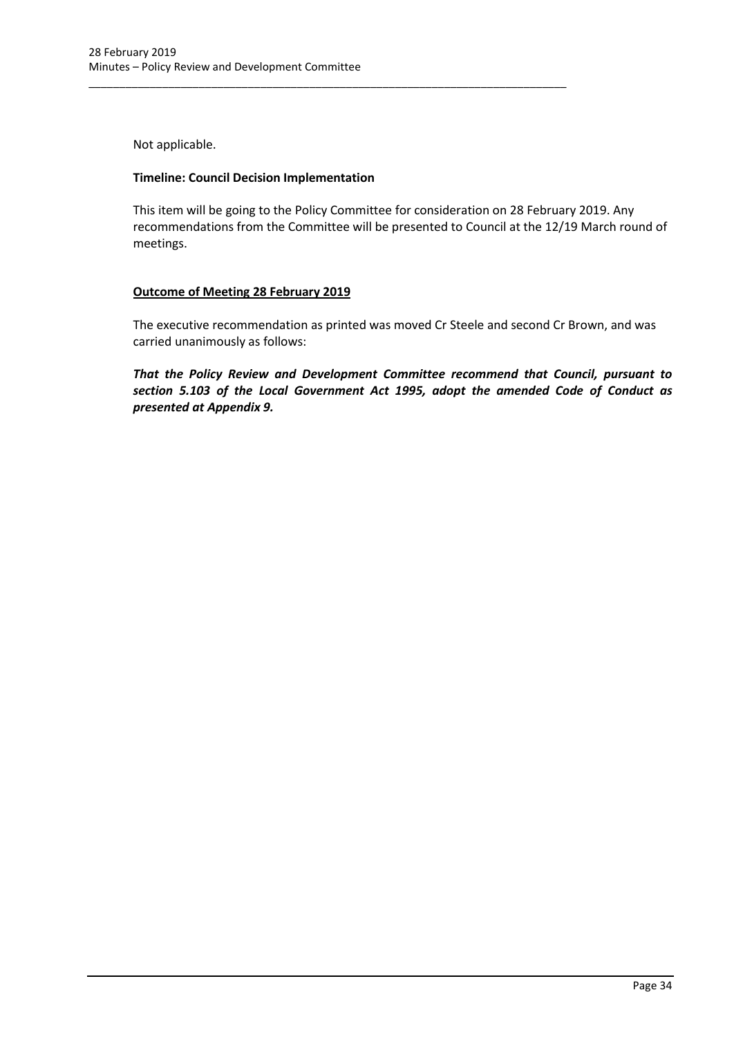Not applicable.

**Timeline: Council Decision Implementation**

This item will be going to the Policy Committee for consideration on 28 February 2019. Any recommendations from the Committee will be presented to Council at the 12/19 March round of meetings.

**Outcome of Meeting 28 February 2019**

The executive recommendation as printed was moved Cr Steele and second Cr Brown, and was carried unanimously as follows:

***That the Policy Review and Development Committee recommend that Council, pursuant to section 5.103 of the Local Government Act 1995, adopt the amended Code of Conduct as presented at Appendix 9.***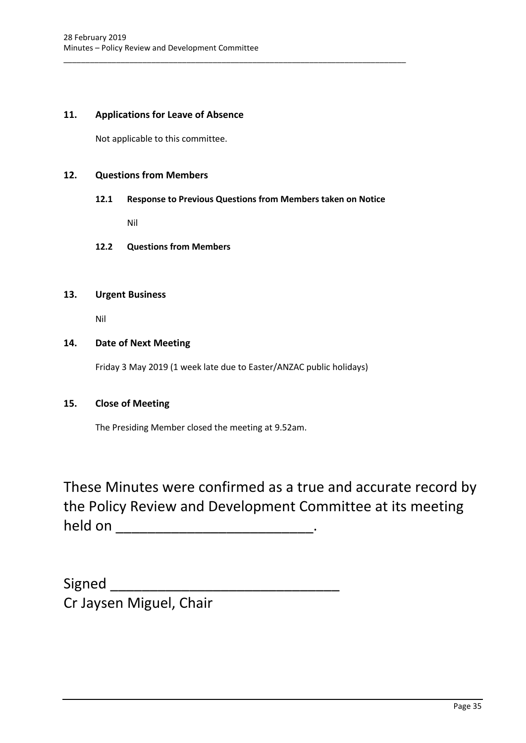## 11. Applications for Leave of Absence

Not applicable to this committee.

## 12. Questions from Members

### 12.1 Response to Previous Questions from Members taken on Notice

Nil

### 12.2 Questions from Members

## 13. Urgent Business

Nil

## 14. Date of Next Meeting

Friday 3 May 2019 (1 week late due to Easter/ANZAC public holidays)

## 15. Close of Meeting

The Presiding Member closed the meeting at 9.52am.

These Minutes were confirmed as a true and accurate record by the Policy Review and Development Committee at its meeting held on ________________________.

Signed ____________________________

Cr Jaysen Miguel, Chair